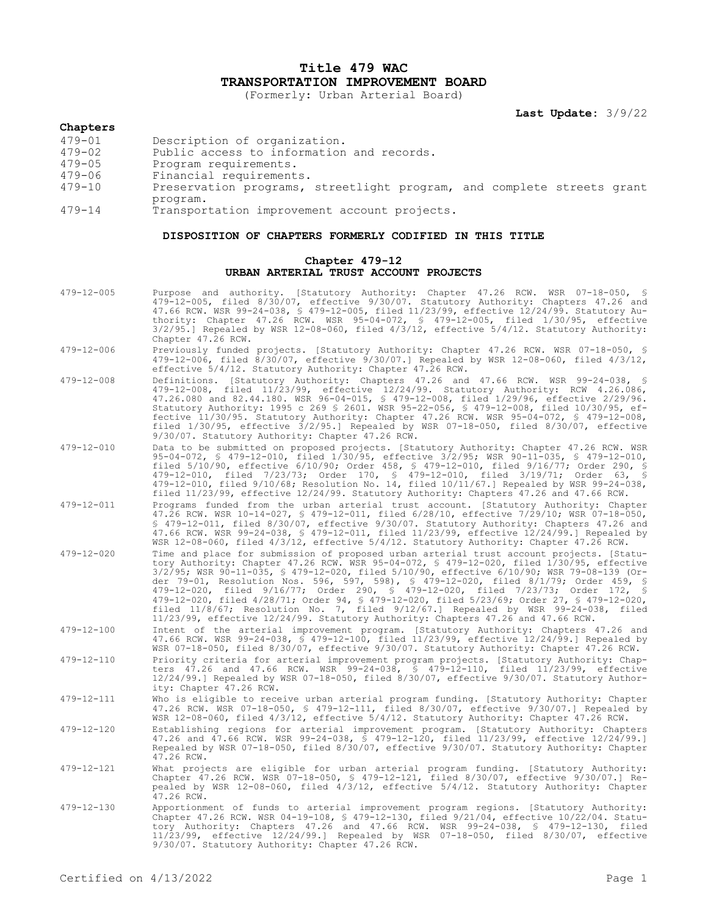# Title 479 WAC
# TRANSPORTATION IMPROVEMENT BOARD

(Formerly: Urban Arterial Board)

**Last Update:** 3/9/22

**Chapters**

| | |
|---|---|
| 479-01 | Description of organization. |
| 479-02 | Public access to information and records. |
| 479-05 | Program requirements. |
| 479-06 | Financial requirements. |
| 479-10 | Preservation programs, streetlight program, and complete streets grant program. |
| 479-14 | Transportation improvement account projects. |

### DISPOSITION OF CHAPTERS FORMERLY CODIFIED IN THIS TITLE

### Chapter 479-12
### URBAN ARTERIAL TRUST ACCOUNT PROJECTS

479-12-005 Purpose and authority. [Statutory Authority: Chapter 47.26 RCW. WSR 07-18-050, § 479-12-005, filed 8/30/07, effective 9/30/07. Statutory Authority: Chapters 47.26 and 47.66 RCW. WSR 99-24-038, § 479-12-005, filed 11/23/99, effective 12/24/99. Statutory Authority: Chapter 47.26 RCW. WSR 95-04-072, § 479-12-005, filed 1/30/95, effective 3/2/95.] Repealed by WSR 12-08-060, filed 4/3/12, effective 5/4/12. Statutory Authority: Chapter 47.26 RCW.

479-12-006 Previously funded projects. [Statutory Authority: Chapter 47.26 RCW. WSR 07-18-050, § 479-12-006, filed 8/30/07, effective 9/30/07.] Repealed by WSR 12-08-060, filed 4/3/12, effective 5/4/12. Statutory Authority: Chapter 47.26 RCW.

479-12-008 Definitions. [Statutory Authority: Chapters 47.26 and 47.66 RCW. WSR 99-24-038, § 479-12-008, filed 11/23/99, effective 12/24/99. Statutory Authority: RCW 4.26.086, 47.26.080 and 82.44.180. WSR 96-04-015, § 479-12-008, filed 1/29/96, effective 2/29/96. Statutory Authority: 1995 c 269 § 2601. WSR 95-22-056, § 479-12-008, filed 10/30/95, effective 11/30/95. Statutory Authority: Chapter 47.26 RCW. WSR 95-04-072, § 479-12-008, filed 1/30/95, effective 3/2/95.] Repealed by WSR 07-18-050, filed 8/30/07, effective 9/30/07. Statutory Authority: Chapter 47.26 RCW.

479-12-010 Data to be submitted on proposed projects. [Statutory Authority: Chapter 47.26 RCW. WSR 95-04-072, § 479-12-010, filed 1/30/95, effective 3/2/95; WSR 90-11-035, § 479-12-010, filed 5/10/90, effective 6/10/90; Order 458, § 479-12-010, filed 9/16/77; Order 290, § 479-12-010, filed 7/23/73; Order 170, § 479-12-010, filed 3/19/71; Order 63, § 479-12-010, filed 9/10/68; Resolution No. 14, filed 10/11/67.] Repealed by WSR 99-24-038, filed 11/23/99, effective 12/24/99. Statutory Authority: Chapters 47.26 and 47.66 RCW.

479-12-011 Programs funded from the urban arterial trust account. [Statutory Authority: Chapter 47.26 RCW. WSR 10-14-027, § 479-12-011, filed 6/28/10, effective 7/29/10; WSR 07-18-050, § 479-12-011, filed 8/30/07, effective 9/30/07. Statutory Authority: Chapters 47.26 and 47.66 RCW. WSR 99-24-038, § 479-12-011, filed 11/23/99, effective 12/24/99.] Repealed by WSR 12-08-060, filed 4/3/12, effective 5/4/12. Statutory Authority: Chapter 47.26 RCW.

479-12-020 Time and place for submission of proposed urban arterial trust account projects. [Statutory Authority: Chapter 47.26 RCW. WSR 95-04-072, § 479-12-020, filed 1/30/95, effective 3/2/95; WSR 90-11-035, § 479-12-020, filed 5/10/90, effective 6/10/90; WSR 79-08-139 (Order 79-01, Resolution Nos. 596, 597, 598), § 479-12-020, filed 8/1/79; Order 459, § 479-12-020, filed 9/16/77; Order 290, § 479-12-020, filed 7/23/73; Order 172, § 479-12-020, filed 4/28/71; Order 94, § 479-12-020, filed 5/23/69; Order 27, § 479-12-020, filed 11/8/67; Resolution No. 7, filed 9/12/67.] Repealed by WSR 99-24-038, filed 11/23/99, effective 12/24/99. Statutory Authority: Chapters 47.26 and 47.66 RCW.

479-12-100 Intent of the arterial improvement program. [Statutory Authority: Chapters 47.26 and 47.66 RCW. WSR 99-24-038, § 479-12-100, filed 11/23/99, effective 12/24/99.] Repealed by WSR 07-18-050, filed 8/30/07, effective 9/30/07. Statutory Authority: Chapter 47.26 RCW.

479-12-110 Priority criteria for arterial improvement program projects. [Statutory Authority: Chapters 47.26 and 47.66 RCW. WSR 99-24-038, § 479-12-110, filed 11/23/99, effective 12/24/99.] Repealed by WSR 07-18-050, filed 8/30/07, effective 9/30/07. Statutory Authority: Chapter 47.26 RCW.

479-12-111 Who is eligible to receive urban arterial program funding. [Statutory Authority: Chapter 47.26 RCW. WSR 07-18-050, § 479-12-111, filed 8/30/07, effective 9/30/07.] Repealed by WSR 12-08-060, filed 4/3/12, effective 5/4/12. Statutory Authority: Chapter 47.26 RCW.

479-12-120 Establishing regions for arterial improvement program. [Statutory Authority: Chapters 47.26 and 47.66 RCW. WSR 99-24-038, § 479-12-120, filed 11/23/99, effective 12/24/99.] Repealed by WSR 07-18-050, filed 8/30/07, effective 9/30/07. Statutory Authority: Chapter 47.26 RCW.

479-12-121 What projects are eligible for urban arterial program funding. [Statutory Authority: Chapter 47.26 RCW. WSR 07-18-050, § 479-12-121, filed 8/30/07, effective 9/30/07.] Repealed by WSR 12-08-060, filed 4/3/12, effective 5/4/12. Statutory Authority: Chapter 47.26 RCW.

479-12-130 Apportionment of funds to arterial improvement program regions. [Statutory Authority: Chapter 47.26 RCW. WSR 04-19-108, § 479-12-130, filed 9/21/04, effective 10/22/04. Statutory Authority: Chapters 47.26 and 47.66 RCW. WSR 99-24-038, § 479-12-130, filed 11/23/99, effective 12/24/99.] Repealed by WSR 07-18-050, filed 8/30/07, effective 9/30/07. Statutory Authority: Chapter 47.26 RCW.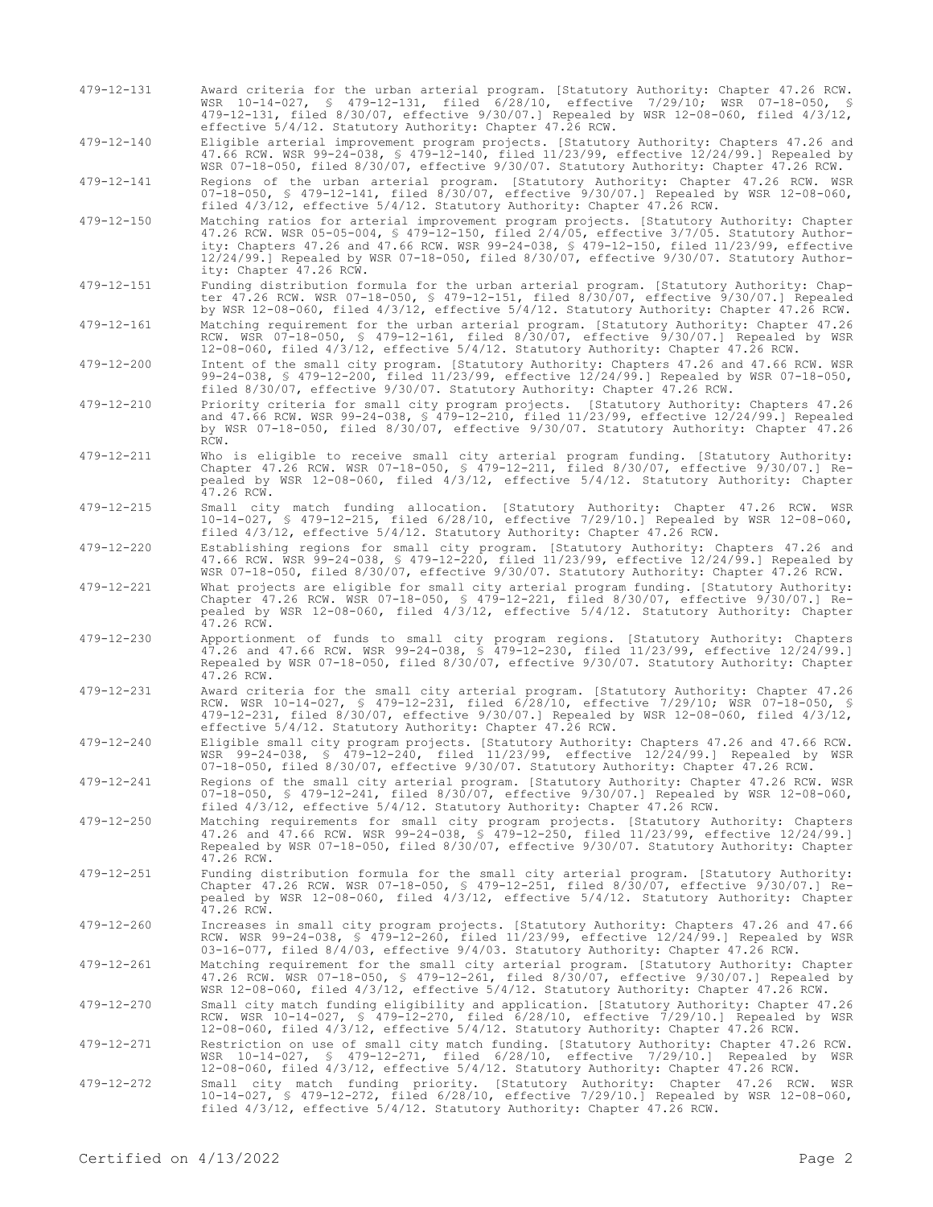479-12-131 Award criteria for the urban arterial program. [Statutory Authority: Chapter 47.26 RCW. WSR 10-14-027, § 479-12-131, filed 6/28/10, effective 7/29/10; WSR 07-18-050, § 479-12-131, filed 8/30/07, effective 9/30/07.] Repealed by WSR 12-08-060, filed 4/3/12, effective 5/4/12. Statutory Authority: Chapter 47.26 RCW.

479-12-140 Eligible arterial improvement program projects. [Statutory Authority: Chapters 47.26 and 47.66 RCW. WSR 99-24-038, § 479-12-140, filed 11/23/99, effective 12/24/99.] Repealed by WSR 07-18-050, filed 8/30/07, effective 9/30/07. Statutory Authority: Chapter 47.26 RCW.

479-12-141 Regions of the urban arterial program. [Statutory Authority: Chapter 47.26 RCW. WSR 07-18-050, § 479-12-141, filed 8/30/07, effective 9/30/07.] Repealed by WSR 12-08-060, filed 4/3/12, effective 5/4/12. Statutory Authority: Chapter 47.26 RCW.

479-12-150 Matching ratios for arterial improvement program projects. [Statutory Authority: Chapter 47.26 RCW. WSR 05-05-004, § 479-12-150, filed 2/4/05, effective 3/7/05. Statutory Authority: Chapters 47.26 and 47.66 RCW. WSR 99-24-038, § 479-12-150, filed 11/23/99, effective 12/24/99.] Repealed by WSR 07-18-050, filed 8/30/07, effective 9/30/07. Statutory Authority: Chapter 47.26 RCW.

479-12-151 Funding distribution formula for the urban arterial program. [Statutory Authority: Chapter 47.26 RCW. WSR 07-18-050, § 479-12-151, filed 8/30/07, effective 9/30/07.] Repealed by WSR 12-08-060, filed 4/3/12, effective 5/4/12. Statutory Authority: Chapter 47.26 RCW.

479-12-161 Matching requirement for the urban arterial program. [Statutory Authority: Chapter 47.26 RCW. WSR 07-18-050, § 479-12-161, filed 8/30/07, effective 9/30/07.] Repealed by WSR 12-08-060, filed 4/3/12, effective 5/4/12. Statutory Authority: Chapter 47.26 RCW.

479-12-200 Intent of the small city program. [Statutory Authority: Chapters 47.26 and 47.66 RCW. WSR 99-24-038, § 479-12-200, filed 11/23/99, effective 12/24/99.] Repealed by WSR 07-18-050, filed 8/30/07, effective 9/30/07. Statutory Authority: Chapter 47.26 RCW.

479-12-210 Priority criteria for small city program projects. [Statutory Authority: Chapters 47.26 and 47.66 RCW. WSR 99-24-038, § 479-12-210, filed 11/23/99, effective 12/24/99.] Repealed by WSR 07-18-050, filed 8/30/07, effective 9/30/07. Statutory Authority: Chapter 47.26 RCW.

479-12-211 Who is eligible to receive small city arterial program funding. [Statutory Authority: Chapter 47.26 RCW. WSR 07-18-050, § 479-12-211, filed 8/30/07, effective 9/30/07.] Repealed by WSR 12-08-060, filed 4/3/12, effective 5/4/12. Statutory Authority: Chapter 47.26 RCW.

479-12-215 Small city match funding allocation. [Statutory Authority: Chapter 47.26 RCW. WSR 10-14-027, § 479-12-215, filed 6/28/10, effective 7/29/10.] Repealed by WSR 12-08-060, filed 4/3/12, effective 5/4/12. Statutory Authority: Chapter 47.26 RCW.

479-12-220 Establishing regions for small city program. [Statutory Authority: Chapters 47.26 and 47.66 RCW. WSR 99-24-038, § 479-12-220, filed 11/23/99, effective 12/24/99.] Repealed by WSR 07-18-050, filed 8/30/07, effective 9/30/07. Statutory Authority: Chapter 47.26 RCW.

479-12-221 What projects are eligible for small city arterial program funding. [Statutory Authority: Chapter 47.26 RCW. WSR 07-18-050, § 479-12-221, filed 8/30/07, effective 9/30/07.] Repealed by WSR 12-08-060, filed 4/3/12, effective 5/4/12. Statutory Authority: Chapter 47.26 RCW.

479-12-230 Apportionment of funds to small city program regions. [Statutory Authority: Chapters 47.26 and 47.66 RCW. WSR 99-24-038, § 479-12-230, filed 11/23/99, effective 12/24/99.] Repealed by WSR 07-18-050, filed 8/30/07, effective 9/30/07. Statutory Authority: Chapter 47.26 RCW.

479-12-231 Award criteria for the small city arterial program. [Statutory Authority: Chapter 47.26 RCW. WSR 10-14-027, § 479-12-231, filed 6/28/10, effective 7/29/10; WSR 07-18-050, § 479-12-231, filed 8/30/07, effective 9/30/07.] Repealed by WSR 12-08-060, filed 4/3/12, effective 5/4/12. Statutory Authority: Chapter 47.26 RCW.

479-12-240 Eligible small city program projects. [Statutory Authority: Chapters 47.26 and 47.66 RCW. WSR 99-24-038, § 479-12-240, filed 11/23/99, effective 12/24/99.] Repealed by WSR 07-18-050, filed 8/30/07, effective 9/30/07. Statutory Authority: Chapter 47.26 RCW.

479-12-241 Regions of the small city arterial program. [Statutory Authority: Chapter 47.26 RCW. WSR 07-18-050, § 479-12-241, filed 8/30/07, effective 9/30/07.] Repealed by WSR 12-08-060, filed 4/3/12, effective 5/4/12. Statutory Authority: Chapter 47.26 RCW.

479-12-250 Matching requirements for small city program projects. [Statutory Authority: Chapters 47.26 and 47.66 RCW. WSR 99-24-038, § 479-12-250, filed 11/23/99, effective 12/24/99.] Repealed by WSR 07-18-050, filed 8/30/07, effective 9/30/07. Statutory Authority: Chapter 47.26 RCW.

479-12-251 Funding distribution formula for the small city arterial program. [Statutory Authority: Chapter 47.26 RCW. WSR 07-18-050, § 479-12-251, filed 8/30/07, effective 9/30/07.] Repealed by WSR 12-08-060, filed 4/3/12, effective 5/4/12. Statutory Authority: Chapter 47.26 RCW.

479-12-260 Increases in small city program projects. [Statutory Authority: Chapters 47.26 and 47.66 RCW. WSR 99-24-038, § 479-12-260, filed 11/23/99, effective 12/24/99.] Repealed by WSR 03-16-077, filed 8/4/03, effective 9/4/03. Statutory Authority: Chapter 47.26 RCW.

479-12-261 Matching requirement for the small city arterial program. [Statutory Authority: Chapter 47.26 RCW. WSR 07-18-050, § 479-12-261, filed 8/30/07, effective 9/30/07.] Repealed by WSR 12-08-060, filed 4/3/12, effective 5/4/12. Statutory Authority: Chapter 47.26 RCW.

479-12-270 Small city match funding eligibility and application. [Statutory Authority: Chapter 47.26 RCW. WSR 10-14-027, § 479-12-270, filed 6/28/10, effective 7/29/10.] Repealed by WSR 12-08-060, filed 4/3/12, effective 5/4/12. Statutory Authority: Chapter 47.26 RCW.

479-12-271 Restriction on use of small city match funding. [Statutory Authority: Chapter 47.26 RCW. WSR 10-14-027, § 479-12-271, filed 6/28/10, effective 7/29/10.] Repealed by WSR 12-08-060, filed 4/3/12, effective 5/4/12. Statutory Authority: Chapter 47.26 RCW.

479-12-272 Small city match funding priority. [Statutory Authority: Chapter 47.26 RCW. WSR 10-14-027, § 479-12-272, filed 6/28/10, effective 7/29/10.] Repealed by WSR 12-08-060, filed 4/3/12, effective 5/4/12. Statutory Authority: Chapter 47.26 RCW.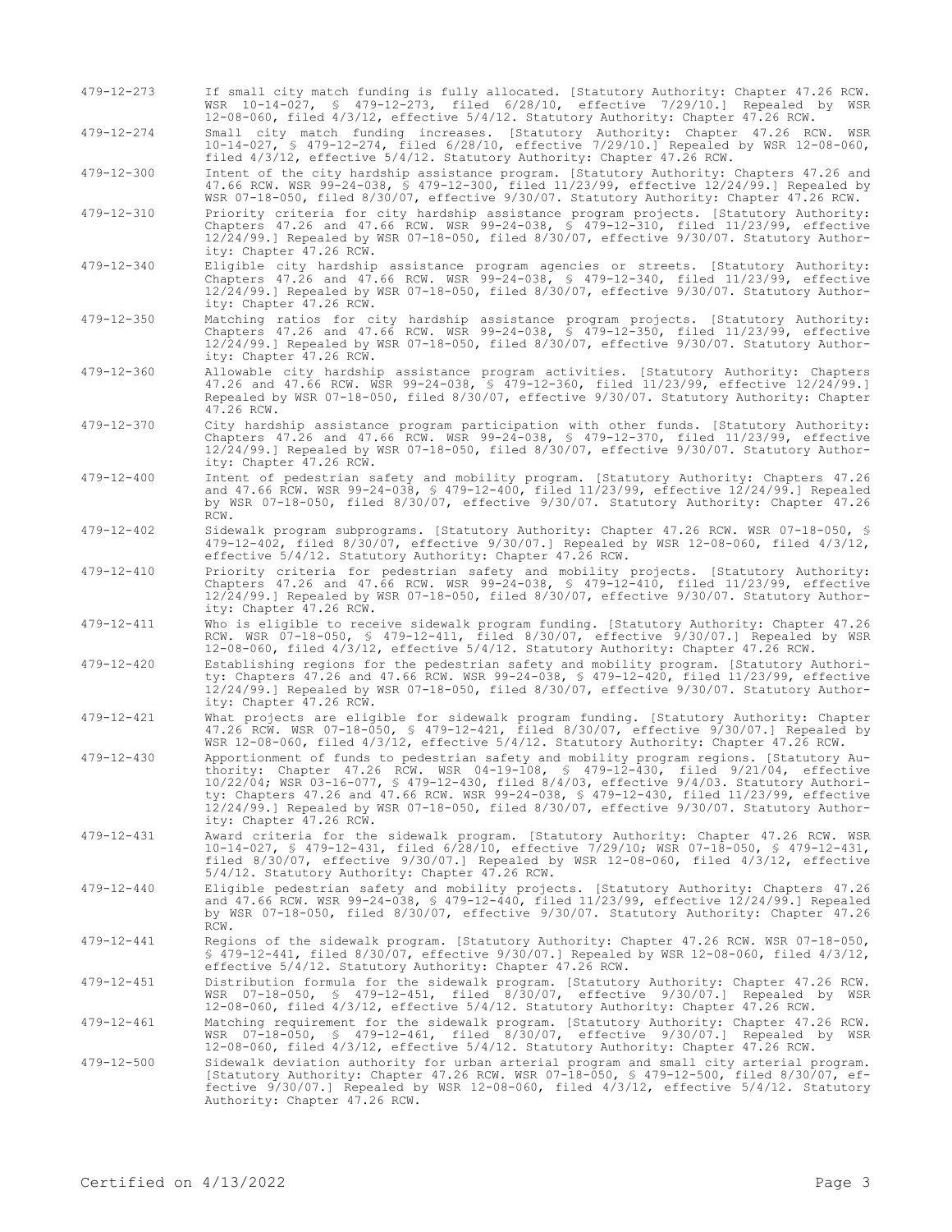479-12-273 If small city match funding is fully allocated. [Statutory Authority: Chapter 47.26 RCW. WSR 10-14-027, § 479-12-273, filed 6/28/10, effective 7/29/10.] Repealed by WSR 12-08-060, filed 4/3/12, effective 5/4/12. Statutory Authority: Chapter 47.26 RCW.

479-12-274 Small city match funding increases. [Statutory Authority: Chapter 47.26 RCW. WSR 10-14-027, § 479-12-274, filed 6/28/10, effective 7/29/10.] Repealed by WSR 12-08-060, filed 4/3/12, effective 5/4/12. Statutory Authority: Chapter 47.26 RCW.

479-12-300 Intent of the city hardship assistance program. [Statutory Authority: Chapters 47.26 and 47.66 RCW. WSR 99-24-038, § 479-12-300, filed 11/23/99, effective 12/24/99.] Repealed by WSR 07-18-050, filed 8/30/07, effective 9/30/07. Statutory Authority: Chapter 47.26 RCW.

479-12-310 Priority criteria for city hardship assistance program projects. [Statutory Authority: Chapters 47.26 and 47.66 RCW. WSR 99-24-038, § 479-12-310, filed 11/23/99, effective 12/24/99.] Repealed by WSR 07-18-050, filed 8/30/07, effective 9/30/07. Statutory Authority: Chapter 47.26 RCW.

479-12-340 Eligible city hardship assistance program agencies or streets. [Statutory Authority: Chapters 47.26 and 47.66 RCW. WSR 99-24-038, § 479-12-340, filed 11/23/99, effective 12/24/99.] Repealed by WSR 07-18-050, filed 8/30/07, effective 9/30/07. Statutory Authority: Chapter 47.26 RCW.

479-12-350 Matching ratios for city hardship assistance program projects. [Statutory Authority: Chapters 47.26 and 47.66 RCW. WSR 99-24-038, § 479-12-350, filed 11/23/99, effective 12/24/99.] Repealed by WSR 07-18-050, filed 8/30/07, effective 9/30/07. Statutory Authority: Chapter 47.26 RCW.

479-12-360 Allowable city hardship assistance program activities. [Statutory Authority: Chapters 47.26 and 47.66 RCW. WSR 99-24-038, § 479-12-360, filed 11/23/99, effective 12/24/99.] Repealed by WSR 07-18-050, filed 8/30/07, effective 9/30/07. Statutory Authority: Chapter 47.26 RCW.

479-12-370 City hardship assistance program participation with other funds. [Statutory Authority: Chapters 47.26 and 47.66 RCW. WSR 99-24-038, § 479-12-370, filed 11/23/99, effective 12/24/99.] Repealed by WSR 07-18-050, filed 8/30/07, effective 9/30/07. Statutory Authority: Chapter 47.26 RCW.

479-12-400 Intent of pedestrian safety and mobility program. [Statutory Authority: Chapters 47.26 and 47.66 RCW. WSR 99-24-038, § 479-12-400, filed 11/23/99, effective 12/24/99.] Repealed by WSR 07-18-050, filed 8/30/07, effective 9/30/07. Statutory Authority: Chapter 47.26 RCW.

479-12-402 Sidewalk program subprograms. [Statutory Authority: Chapter 47.26 RCW. WSR 07-18-050, § 479-12-402, filed 8/30/07, effective 9/30/07.] Repealed by WSR 12-08-060, filed 4/3/12, effective 5/4/12. Statutory Authority: Chapter 47.26 RCW.

479-12-410 Priority criteria for pedestrian safety and mobility projects. [Statutory Authority: Chapters 47.26 and 47.66 RCW. WSR 99-24-038, § 479-12-410, filed 11/23/99, effective 12/24/99.] Repealed by WSR 07-18-050, filed 8/30/07, effective 9/30/07. Statutory Authority: Chapter 47.26 RCW.

479-12-411 Who is eligible to receive sidewalk program funding. [Statutory Authority: Chapter 47.26 RCW. WSR 07-18-050, § 479-12-411, filed 8/30/07, effective 9/30/07.] Repealed by WSR 12-08-060, filed 4/3/12, effective 5/4/12. Statutory Authority: Chapter 47.26 RCW.

479-12-420 Establishing regions for the pedestrian safety and mobility program. [Statutory Authority: Chapters 47.26 and 47.66 RCW. WSR 99-24-038, § 479-12-420, filed 11/23/99, effective 12/24/99.] Repealed by WSR 07-18-050, filed 8/30/07, effective 9/30/07. Statutory Authority: Chapter 47.26 RCW.

479-12-421 What projects are eligible for sidewalk program funding. [Statutory Authority: Chapter 47.26 RCW. WSR 07-18-050, § 479-12-421, filed 8/30/07, effective 9/30/07.] Repealed by WSR 12-08-060, filed 4/3/12, effective 5/4/12. Statutory Authority: Chapter 47.26 RCW.

479-12-430 Apportionment of funds to pedestrian safety and mobility program regions. [Statutory Authority: Chapter 47.26 RCW. WSR 04-19-108, § 479-12-430, filed 9/21/04, effective 10/22/04; WSR 03-16-077, § 479-12-430, filed 8/4/03, effective 9/4/03. Statutory Authority: Chapters 47.26 and 47.66 RCW. WSR 99-24-038, § 479-12-430, filed 11/23/99, effective 12/24/99.] Repealed by WSR 07-18-050, filed 8/30/07, effective 9/30/07. Statutory Authority: Chapter 47.26 RCW.

479-12-431 Award criteria for the sidewalk program. [Statutory Authority: Chapter 47.26 RCW. WSR 10-14-027, § 479-12-431, filed 6/28/10, effective 7/29/10; WSR 07-18-050, § 479-12-431, filed 8/30/07, effective 9/30/07.] Repealed by WSR 12-08-060, filed 4/3/12, effective 5/4/12. Statutory Authority: Chapter 47.26 RCW.

479-12-440 Eligible pedestrian safety and mobility projects. [Statutory Authority: Chapters 47.26 and 47.66 RCW. WSR 99-24-038, § 479-12-440, filed 11/23/99, effective 12/24/99.] Repealed by WSR 07-18-050, filed 8/30/07, effective 9/30/07. Statutory Authority: Chapter 47.26 RCW.

479-12-441 Regions of the sidewalk program. [Statutory Authority: Chapter 47.26 RCW. WSR 07-18-050, § 479-12-441, filed 8/30/07, effective 9/30/07.] Repealed by WSR 12-08-060, filed 4/3/12, effective 5/4/12. Statutory Authority: Chapter 47.26 RCW.

479-12-451 Distribution formula for the sidewalk program. [Statutory Authority: Chapter 47.26 RCW. WSR 07-18-050, § 479-12-451, filed 8/30/07, effective 9/30/07.] Repealed by WSR 12-08-060, filed 4/3/12, effective 5/4/12. Statutory Authority: Chapter 47.26 RCW.

479-12-461 Matching requirement for the sidewalk program. [Statutory Authority: Chapter 47.26 RCW. WSR 07-18-050, § 479-12-461, filed 8/30/07, effective 9/30/07.] Repealed by WSR 12-08-060, filed 4/3/12, effective 5/4/12. Statutory Authority: Chapter 47.26 RCW.

479-12-500 Sidewalk deviation authority for urban arterial program and small city arterial program. [Statutory Authority: Chapter 47.26 RCW. WSR 07-18-050, § 479-12-500, filed 8/30/07, effective 9/30/07.] Repealed by WSR 12-08-060, filed 4/3/12, effective 5/4/12. Statutory Authority: Chapter 47.26 RCW.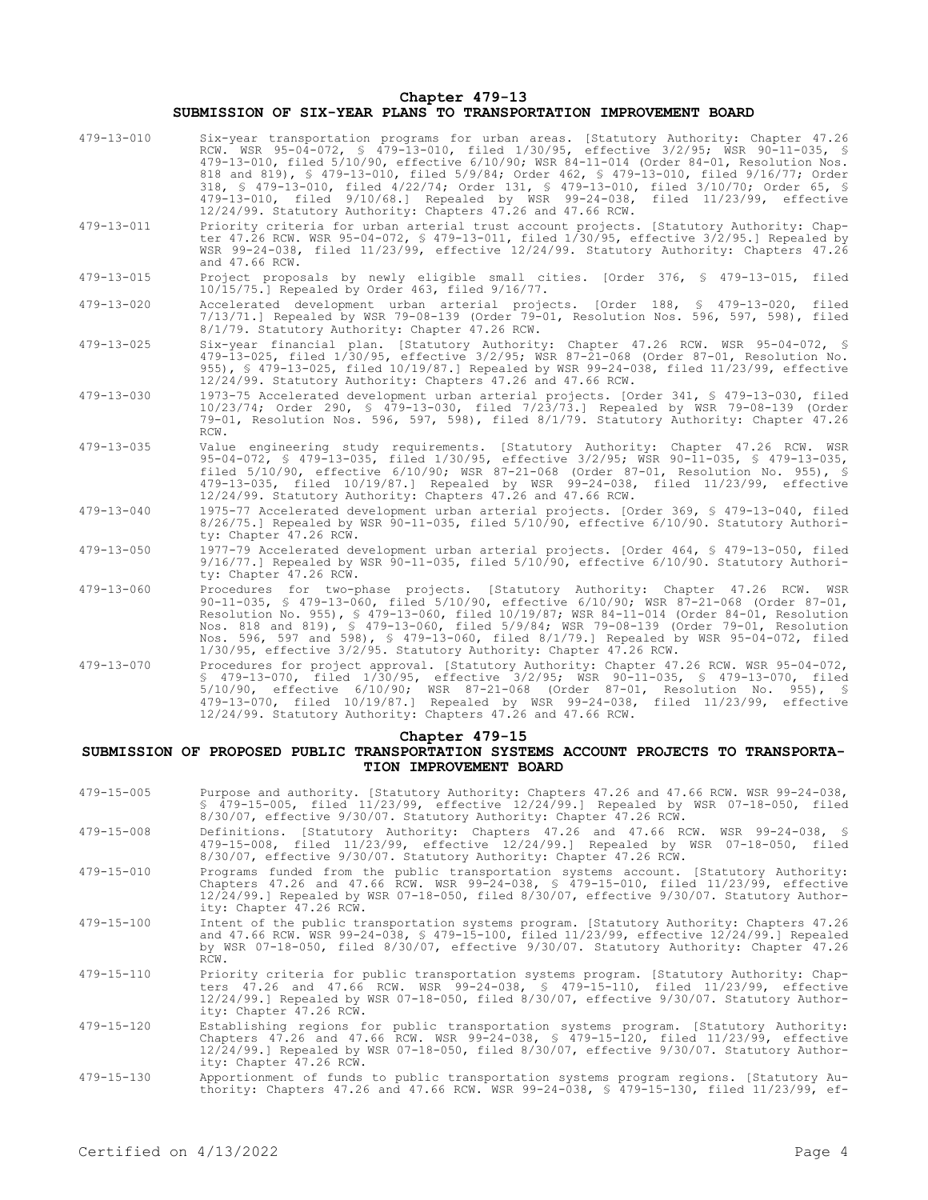## Chapter 479-13
## SUBMISSION OF SIX-YEAR PLANS TO TRANSPORTATION IMPROVEMENT BOARD

479-13-010 Six-year transportation programs for urban areas. [Statutory Authority: Chapter 47.26 RCW. WSR 95-04-072, § 479-13-010, filed 1/30/95, effective 3/2/95; WSR 90-11-035, § 479-13-010, filed 5/10/90, effective 6/10/90; WSR 84-11-014 (Order 84-01, Resolution Nos. 818 and 819), § 479-13-010, filed 5/9/84; Order 462, § 479-13-010, filed 9/16/77; Order 318, § 479-13-010, filed 4/22/74; Order 131, § 479-13-010, filed 3/10/70; Order 65, § 479-13-010, filed 9/10/68.] Repealed by WSR 99-24-038, filed 11/23/99, effective 12/24/99. Statutory Authority: Chapters 47.26 and 47.66 RCW.

479-13-011 Priority criteria for urban arterial trust account projects. [Statutory Authority: Chapter 47.26 RCW. WSR 95-04-072, § 479-13-011, filed 1/30/95, effective 3/2/95.] Repealed by WSR 99-24-038, filed 11/23/99, effective 12/24/99. Statutory Authority: Chapters 47.26 and 47.66 RCW.

479-13-015 Project proposals by newly eligible small cities. [Order 376, § 479-13-015, filed 10/15/75.] Repealed by Order 463, filed 9/16/77.

479-13-020 Accelerated development urban arterial projects. [Order 188, § 479-13-020, filed 7/13/71.] Repealed by WSR 79-08-139 (Order 79-01, Resolution Nos. 596, 597, 598), filed 8/1/79. Statutory Authority: Chapter 47.26 RCW.

479-13-025 Six-year financial plan. [Statutory Authority: Chapter 47.26 RCW. WSR 95-04-072, § 479-13-025, filed 1/30/95, effective 3/2/95; WSR 87-21-068 (Order 87-01, Resolution No. 955), § 479-13-025, filed 10/19/87.] Repealed by WSR 99-24-038, filed 11/23/99, effective 12/24/99. Statutory Authority: Chapters 47.26 and 47.66 RCW.

479-13-030 1973-75 Accelerated development urban arterial projects. [Order 341, § 479-13-030, filed 10/23/74; Order 290, § 479-13-030, filed 7/23/73.] Repealed by WSR 79-08-139 (Order 79-01, Resolution Nos. 596, 597, 598), filed 8/1/79. Statutory Authority: Chapter 47.26 RCW.

479-13-035 Value engineering study requirements. [Statutory Authority: Chapter 47.26 RCW. WSR 95-04-072, § 479-13-035, filed 1/30/95, effective 3/2/95; WSR 90-11-035, § 479-13-035, filed 5/10/90, effective 6/10/90; WSR 87-21-068 (Order 87-01, Resolution No. 955), § 479-13-035, filed 10/19/87.] Repealed by WSR 99-24-038, filed 11/23/99, effective 12/24/99. Statutory Authority: Chapters 47.26 and 47.66 RCW.

479-13-040 1975-77 Accelerated development urban arterial projects. [Order 369, § 479-13-040, filed 8/26/75.] Repealed by WSR 90-11-035, filed 5/10/90, effective 6/10/90. Statutory Authority: Chapter 47.26 RCW.

479-13-050 1977-79 Accelerated development urban arterial projects. [Order 464, § 479-13-050, filed 9/16/77.] Repealed by WSR 90-11-035, filed 5/10/90, effective 6/10/90. Statutory Authority: Chapter 47.26 RCW.

479-13-060 Procedures for two-phase projects. [Statutory Authority: Chapter 47.26 RCW. WSR 90-11-035, § 479-13-060, filed 5/10/90, effective 6/10/90; WSR 87-21-068 (Order 87-01, Resolution No. 955), § 479-13-060, filed 10/19/87; WSR 84-11-014 (Order 84-01, Resolution Nos. 818 and 819), § 479-13-060, filed 5/9/84; WSR 79-08-139 (Order 79-01, Resolution Nos. 596, 597 and 598), § 479-13-060, filed 8/1/79.] Repealed by WSR 95-04-072, filed 1/30/95, effective 3/2/95. Statutory Authority: Chapter 47.26 RCW.

479-13-070 Procedures for project approval. [Statutory Authority: Chapter 47.26 RCW. WSR 95-04-072, § 479-13-070, filed 1/30/95, effective 3/2/95; WSR 90-11-035, § 479-13-070, filed 5/10/90, effective 6/10/90; WSR 87-21-068 (Order 87-01, Resolution No. 955), § 479-13-070, filed 10/19/87.] Repealed by WSR 99-24-038, filed 11/23/99, effective 12/24/99. Statutory Authority: Chapters 47.26 and 47.66 RCW.

## Chapter 479-15
## SUBMISSION OF PROPOSED PUBLIC TRANSPORTATION SYSTEMS ACCOUNT PROJECTS TO TRANSPORTATION IMPROVEMENT BOARD

479-15-005 Purpose and authority. [Statutory Authority: Chapters 47.26 and 47.66 RCW. WSR 99-24-038, § 479-15-005, filed 11/23/99, effective 12/24/99.] Repealed by WSR 07-18-050, filed 8/30/07, effective 9/30/07. Statutory Authority: Chapter 47.26 RCW.

479-15-008 Definitions. [Statutory Authority: Chapters 47.26 and 47.66 RCW. WSR 99-24-038, § 479-15-008, filed 11/23/99, effective 12/24/99.] Repealed by WSR 07-18-050, filed 8/30/07, effective 9/30/07. Statutory Authority: Chapter 47.26 RCW.

479-15-010 Programs funded from the public transportation systems account. [Statutory Authority: Chapters 47.26 and 47.66 RCW. WSR 99-24-038, § 479-15-010, filed 11/23/99, effective 12/24/99.] Repealed by WSR 07-18-050, filed 8/30/07, effective 9/30/07. Statutory Authority: Chapter 47.26 RCW.

479-15-100 Intent of the public transportation systems program. [Statutory Authority: Chapters 47.26 and 47.66 RCW. WSR 99-24-038, § 479-15-100, filed 11/23/99, effective 12/24/99.] Repealed by WSR 07-18-050, filed 8/30/07, effective 9/30/07. Statutory Authority: Chapter 47.26 RCW.

479-15-110 Priority criteria for public transportation systems program. [Statutory Authority: Chapters 47.26 and 47.66 RCW. WSR 99-24-038, § 479-15-110, filed 11/23/99, effective 12/24/99.] Repealed by WSR 07-18-050, filed 8/30/07, effective 9/30/07. Statutory Authority: Chapter 47.26 RCW.

479-15-120 Establishing regions for public transportation systems program. [Statutory Authority: Chapters 47.26 and 47.66 RCW. WSR 99-24-038, § 479-15-120, filed 11/23/99, effective 12/24/99.] Repealed by WSR 07-18-050, filed 8/30/07, effective 9/30/07. Statutory Authority: Chapter 47.26 RCW.

479-15-130 Apportionment of funds to public transportation systems program regions. [Statutory Authority: Chapters 47.26 and 47.66 RCW. WSR 99-24-038, § 479-15-130, filed 11/23/99, ef-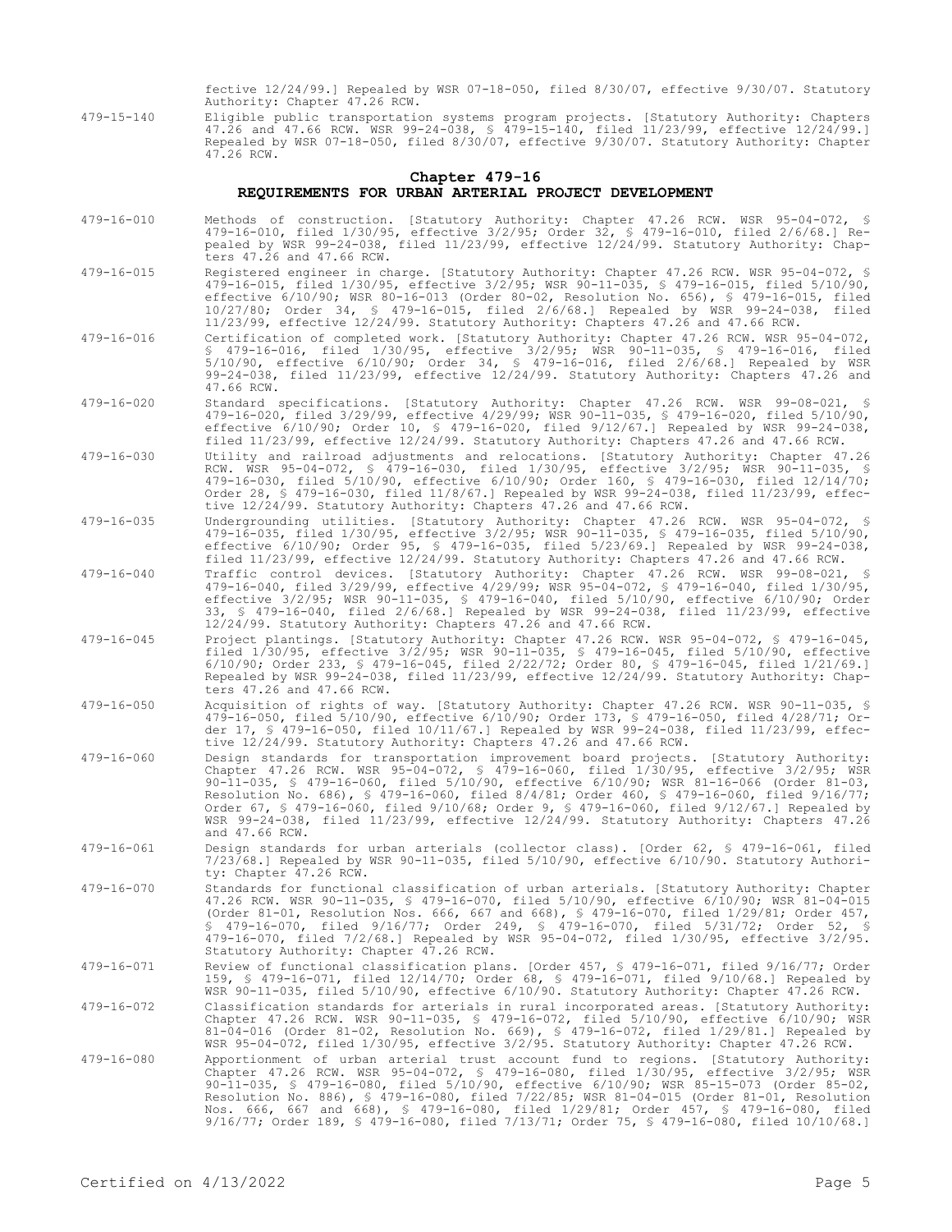fective 12/24/99.] Repealed by WSR 07-18-050, filed 8/30/07, effective 9/30/07. Statutory Authority: Chapter 47.26 RCW.

479-15-140 Eligible public transportation systems program projects. [Statutory Authority: Chapters 47.26 and 47.66 RCW. WSR 99-24-038, § 479-15-140, filed 11/23/99, effective 12/24/99.] Repealed by WSR 07-18-050, filed 8/30/07, effective 9/30/07. Statutory Authority: Chapter 47.26 RCW.

## Chapter 479-16
## REQUIREMENTS FOR URBAN ARTERIAL PROJECT DEVELOPMENT

479-16-010 Methods of construction. [Statutory Authority: Chapter 47.26 RCW. WSR 95-04-072, § 479-16-010, filed 1/30/95, effective 3/2/95; Order 32, § 479-16-010, filed 2/6/68.] Repealed by WSR 99-24-038, filed 11/23/99, effective 12/24/99. Statutory Authority: Chapters 47.26 and 47.66 RCW.

479-16-015 Registered engineer in charge. [Statutory Authority: Chapter 47.26 RCW. WSR 95-04-072, § 479-16-015, filed 1/30/95, effective 3/2/95; WSR 90-11-035, § 479-16-015, filed 5/10/90, effective 6/10/90; WSR 80-16-013 (Order 80-02, Resolution No. 656), § 479-16-015, filed 10/27/80; Order 34, § 479-16-015, filed 2/6/68.] Repealed by WSR 99-24-038, filed 11/23/99, effective 12/24/99. Statutory Authority: Chapters 47.26 and 47.66 RCW.

479-16-016 Certification of completed work. [Statutory Authority: Chapter 47.26 RCW. WSR 95-04-072, § 479-16-016, filed 1/30/95, effective 3/2/95; WSR 90-11-035, § 479-16-016, filed 5/10/90, effective 6/10/90; Order 34, § 479-16-016, filed 2/6/68.] Repealed by WSR 99-24-038, filed 11/23/99, effective 12/24/99. Statutory Authority: Chapters 47.26 and 47.66 RCW.

479-16-020 Standard specifications. [Statutory Authority: Chapter 47.26 RCW. WSR 99-08-021, § 479-16-020, filed 3/29/99, effective 4/29/99; WSR 90-11-035, § 479-16-020, filed 5/10/90, effective 6/10/90; Order 10, § 479-16-020, filed 9/12/67.] Repealed by WSR 99-24-038, filed 11/23/99, effective 12/24/99. Statutory Authority: Chapters 47.26 and 47.66 RCW.

479-16-030 Utility and railroad adjustments and relocations. [Statutory Authority: Chapter 47.26 RCW. WSR 95-04-072, § 479-16-030, filed 1/30/95, effective 3/2/95; WSR 90-11-035, § 479-16-030, filed 5/10/90, effective 6/10/90; Order 160, § 479-16-030, filed 12/14/70; Order 28, § 479-16-030, filed 11/8/67.] Repealed by WSR 99-24-038, filed 11/23/99, effective 12/24/99. Statutory Authority: Chapters 47.26 and 47.66 RCW.

479-16-035 Undergrounding utilities. [Statutory Authority: Chapter 47.26 RCW. WSR 95-04-072, § 479-16-035, filed 1/30/95, effective 3/2/95; WSR 90-11-035, § 479-16-035, filed 5/10/90, effective 6/10/90; Order 95, § 479-16-035, filed 5/23/69.] Repealed by WSR 99-24-038, filed 11/23/99, effective 12/24/99. Statutory Authority: Chapters 47.26 and 47.66 RCW.

479-16-040 Traffic control devices. [Statutory Authority: Chapter 47.26 RCW. WSR 99-08-021, § 479-16-040, filed 3/29/99, effective 4/29/99; WSR 95-04-072, § 479-16-040, filed 1/30/95, effective 3/2/95; WSR 90-11-035, § 479-16-040, filed 5/10/90, effective 6/10/90; Order 33, § 479-16-040, filed 2/6/68.] Repealed by WSR 99-24-038, filed 11/23/99, effective 12/24/99. Statutory Authority: Chapters 47.26 and 47.66 RCW.

479-16-045 Project plantings. [Statutory Authority: Chapter 47.26 RCW. WSR 95-04-072, § 479-16-045, filed 1/30/95, effective 3/2/95; WSR 90-11-035, § 479-16-045, filed 5/10/90, effective 6/10/90; Order 233, § 479-16-045, filed 2/22/72; Order 80, § 479-16-045, filed 1/21/69.] Repealed by WSR 99-24-038, filed 11/23/99, effective 12/24/99. Statutory Authority: Chapters 47.26 and 47.66 RCW.

479-16-050 Acquisition of rights of way. [Statutory Authority: Chapter 47.26 RCW. WSR 90-11-035, § 479-16-050, filed 5/10/90, effective 6/10/90; Order 173, § 479-16-050, filed 4/28/71; Order 17, § 479-16-050, filed 10/11/67.] Repealed by WSR 99-24-038, filed 11/23/99, effective 12/24/99. Statutory Authority: Chapters 47.26 and 47.66 RCW.

479-16-060 Design standards for transportation improvement board projects. [Statutory Authority: Chapter 47.26 RCW. WSR 95-04-072, § 479-16-060, filed 1/30/95, effective 3/2/95; WSR 90-11-035, § 479-16-060, filed 5/10/90, effective 6/10/90; WSR 81-16-066 (Order 81-03, Resolution No. 686), § 479-16-060, filed 8/4/81; Order 460, § 479-16-060, filed 9/16/77; Order 67, § 479-16-060, filed 9/10/68; Order 9, § 479-16-060, filed 9/12/67.] Repealed by WSR 99-24-038, filed 11/23/99, effective 12/24/99. Statutory Authority: Chapters 47.26 and 47.66 RCW.

479-16-061 Design standards for urban arterials (collector class). [Order 62, § 479-16-061, filed 7/23/68.] Repealed by WSR 90-11-035, filed 5/10/90, effective 6/10/90. Statutory Authority: Chapter 47.26 RCW.

479-16-070 Standards for functional classification of urban arterials. [Statutory Authority: Chapter 47.26 RCW. WSR 90-11-035, § 479-16-070, filed 5/10/90, effective 6/10/90; WSR 81-04-015 (Order 81-01, Resolution Nos. 666, 667 and 668), § 479-16-070, filed 1/29/81; Order 457, § 479-16-070, filed 9/16/77; Order 249, § 479-16-070, filed 5/31/72; Order 52, § 479-16-070, filed 7/2/68.] Repealed by WSR 95-04-072, filed 1/30/95, effective 3/2/95. Statutory Authority: Chapter 47.26 RCW.

479-16-071 Review of functional classification plans. [Order 457, § 479-16-071, filed 9/16/77; Order 159, § 479-16-071, filed 12/14/70; Order 68, § 479-16-071, filed 9/10/68.] Repealed by WSR 90-11-035, filed 5/10/90, effective 6/10/90. Statutory Authority: Chapter 47.26 RCW.

479-16-072 Classification standards for arterials in rural incorporated areas. [Statutory Authority: Chapter 47.26 RCW. WSR 90-11-035, § 479-16-072, filed 5/10/90, effective 6/10/90; WSR 81-04-016 (Order 81-02, Resolution No. 669), § 479-16-072, filed 1/29/81.] Repealed by WSR 95-04-072, filed 1/30/95, effective 3/2/95. Statutory Authority: Chapter 47.26 RCW.

479-16-080 Apportionment of urban arterial trust account fund to regions. [Statutory Authority: Chapter 47.26 RCW. WSR 95-04-072, § 479-16-080, filed 1/30/95, effective 3/2/95; WSR 90-11-035, § 479-16-080, filed 5/10/90, effective 6/10/90; WSR 85-15-073 (Order 85-02, Resolution No. 886), § 479-16-080, filed 7/22/85; WSR 81-04-015 (Order 81-01, Resolution Nos. 666, 667 and 668), § 479-16-080, filed 1/29/81; Order 457, § 479-16-080, filed 9/16/77; Order 189, § 479-16-080, filed 7/13/71; Order 75, § 479-16-080, filed 10/10/68.]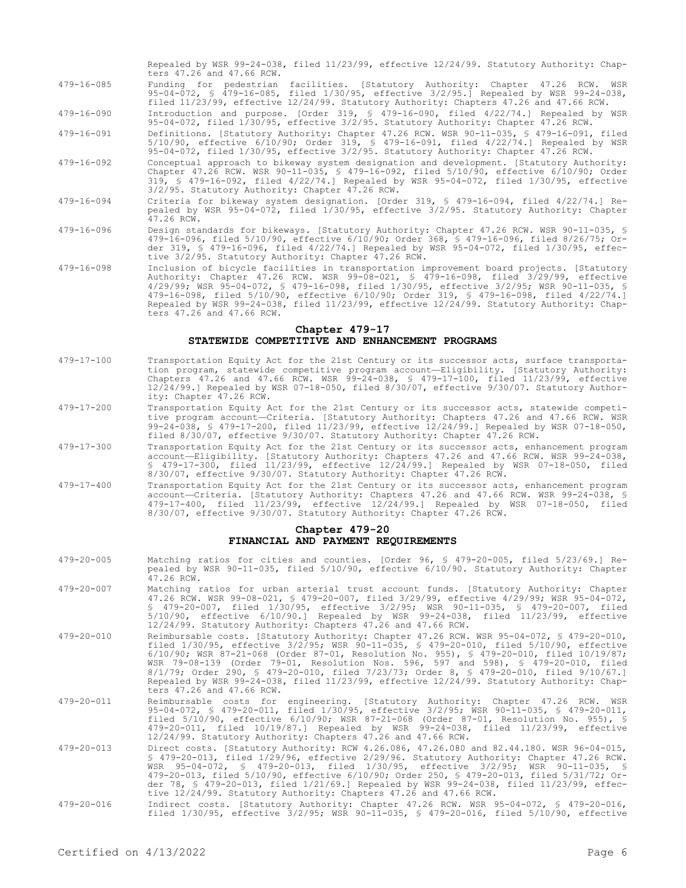Repealed by WSR 99-24-038, filed 11/23/99, effective 12/24/99. Statutory Authority: Chapters 47.26 and 47.66 RCW.

479-16-085 Funding for pedestrian facilities. [Statutory Authority: Chapter 47.26 RCW. WSR 95-04-072, § 479-16-085, filed 1/30/95, effective 3/2/95.] Repealed by WSR 99-24-038, filed 11/23/99, effective 12/24/99. Statutory Authority: Chapters 47.26 and 47.66 RCW.

479-16-090 Introduction and purpose. [Order 319, § 479-16-090, filed 4/22/74.] Repealed by WSR 95-04-072, filed 1/30/95, effective 3/2/95. Statutory Authority: Chapter 47.26 RCW.

479-16-091 Definitions. [Statutory Authority: Chapter 47.26 RCW. WSR 90-11-035, § 479-16-091, filed 5/10/90, effective 6/10/90; Order 319, § 479-16-091, filed 4/22/74.] Repealed by WSR 95-04-072, filed 1/30/95, effective 3/2/95. Statutory Authority: Chapter 47.26 RCW.

479-16-092 Conceptual approach to bikeway system designation and development. [Statutory Authority: Chapter 47.26 RCW. WSR 90-11-035, § 479-16-092, filed 5/10/90, effective 6/10/90; Order 319, § 479-16-092, filed 4/22/74.] Repealed by WSR 95-04-072, filed 1/30/95, effective 3/2/95. Statutory Authority: Chapter 47.26 RCW.

479-16-094 Criteria for bikeway system designation. [Order 319, § 479-16-094, filed 4/22/74.] Repealed by WSR 95-04-072, filed 1/30/95, effective 3/2/95. Statutory Authority: Chapter 47.26 RCW.

479-16-096 Design standards for bikeways. [Statutory Authority: Chapter 47.26 RCW. WSR 90-11-035, § 479-16-096, filed 5/10/90, effective 6/10/90; Order 368, § 479-16-096, filed 8/26/75; Order 319, § 479-16-096, filed 4/22/74.] Repealed by WSR 95-04-072, filed 1/30/95, effective 3/2/95. Statutory Authority: Chapter 47.26 RCW.

479-16-098 Inclusion of bicycle facilities in transportation improvement board projects. [Statutory Authority: Chapter 47.26 RCW. WSR 99-08-021, § 479-16-098, filed 3/29/99, effective 4/29/99; WSR 95-04-072, § 479-16-098, filed 1/30/95, effective 3/2/95; WSR 90-11-035, § 479-16-098, filed 5/10/90, effective 6/10/90; Order 319, § 479-16-098, filed 4/22/74.] Repealed by WSR 99-24-038, filed 11/23/99, effective 12/24/99. Statutory Authority: Chapters 47.26 and 47.66 RCW.

## Chapter 479-17
## STATEWIDE COMPETITIVE AND ENHANCEMENT PROGRAMS

479-17-100 Transportation Equity Act for the 21st Century or its successor acts, surface transportation program, statewide competitive program account—Eligibility. [Statutory Authority: Chapters 47.26 and 47.66 RCW. WSR 99-24-038, § 479-17-100, filed 11/23/99, effective 12/24/99.] Repealed by WSR 07-18-050, filed 8/30/07, effective 9/30/07. Statutory Authority: Chapter 47.26 RCW.

479-17-200 Transportation Equity Act for the 21st Century or its successor acts, statewide competitive program account—Criteria. [Statutory Authority: Chapters 47.26 and 47.66 RCW. WSR 99-24-038, § 479-17-200, filed 11/23/99, effective 12/24/99.] Repealed by WSR 07-18-050, filed 8/30/07, effective 9/30/07. Statutory Authority: Chapter 47.26 RCW.

479-17-300 Transportation Equity Act for the 21st Century or its successor acts, enhancement program account—Eligibility. [Statutory Authority: Chapters 47.26 and 47.66 RCW. WSR 99-24-038, § 479-17-300, filed 11/23/99, effective 12/24/99.] Repealed by WSR 07-18-050, filed 8/30/07, effective 9/30/07. Statutory Authority: Chapter 47.26 RCW.

479-17-400 Transportation Equity Act for the 21st Century or its successor acts, enhancement program account—Criteria. [Statutory Authority: Chapters 47.26 and 47.66 RCW. WSR 99-24-038, § 479-17-400, filed 11/23/99, effective 12/24/99.] Repealed by WSR 07-18-050, filed 8/30/07, effective 9/30/07. Statutory Authority: Chapter 47.26 RCW.

## Chapter 479-20
## FINANCIAL AND PAYMENT REQUIREMENTS

479-20-005 Matching ratios for cities and counties. [Order 96, § 479-20-005, filed 5/23/69.] Repealed by WSR 90-11-035, filed 5/10/90, effective 6/10/90. Statutory Authority: Chapter 47.26 RCW.

479-20-007 Matching ratios for urban arterial trust account funds. [Statutory Authority: Chapter 47.26 RCW. WSR 99-08-021, § 479-20-007, filed 3/29/99, effective 4/29/99; WSR 95-04-072, § 479-20-007, filed 1/30/95, effective 3/2/95; WSR 90-11-035, § 479-20-007, filed 5/10/90, effective 6/10/90.] Repealed by WSR 99-24-038, filed 11/23/99, effective 12/24/99. Statutory Authority: Chapters 47.26 and 47.66 RCW.

479-20-010 Reimbursable costs. [Statutory Authority: Chapter 47.26 RCW. WSR 95-04-072, § 479-20-010, filed 1/30/95, effective 3/2/95; WSR 90-11-035, § 479-20-010, filed 5/10/90, effective 6/10/90; WSR 87-21-068 (Order 87-01, Resolution No. 955), § 479-20-010, filed 10/19/87; WSR 79-08-139 (Order 79-01, Resolution Nos. 596, 597 and 598), § 479-20-010, filed 8/1/79; Order 290, § 479-20-010, filed 7/23/73; Order 8, § 479-20-010, filed 9/10/67.] Repealed by WSR 99-24-038, filed 11/23/99, effective 12/24/99. Statutory Authority: Chapters 47.26 and 47.66 RCW.

479-20-011 Reimbursable costs for engineering. [Statutory Authority: Chapter 47.26 RCW. WSR 95-04-072, § 479-20-011, filed 1/30/95, effective 3/2/95; WSR 90-11-035, § 479-20-011, filed 5/10/90, effective 6/10/90; WSR 87-21-068 (Order 87-01, Resolution No. 955), § 479-20-011, filed 10/19/87.] Repealed by WSR 99-24-038, filed 11/23/99, effective 12/24/99. Statutory Authority: Chapters 47.26 and 47.66 RCW.

479-20-013 Direct costs. [Statutory Authority: RCW 4.26.086, 47.26.080 and 82.44.180. WSR 96-04-015, § 479-20-013, filed 1/29/96, effective 2/29/96. Statutory Authority: Chapter 47.26 RCW. WSR 95-04-072, § 479-20-013, filed 1/30/95, effective 3/2/95; WSR 90-11-035, § 479-20-013, filed 5/10/90, effective 6/10/90; Order 250, § 479-20-013, filed 5/31/72; Order 78, § 479-20-013, filed 1/21/69.] Repealed by WSR 99-24-038, filed 11/23/99, effective 12/24/99. Statutory Authority: Chapters 47.26 and 47.66 RCW.

479-20-016 Indirect costs. [Statutory Authority: Chapter 47.26 RCW. WSR 95-04-072, § 479-20-016, filed 1/30/95, effective 3/2/95; WSR 90-11-035, § 479-20-016, filed 5/10/90, effective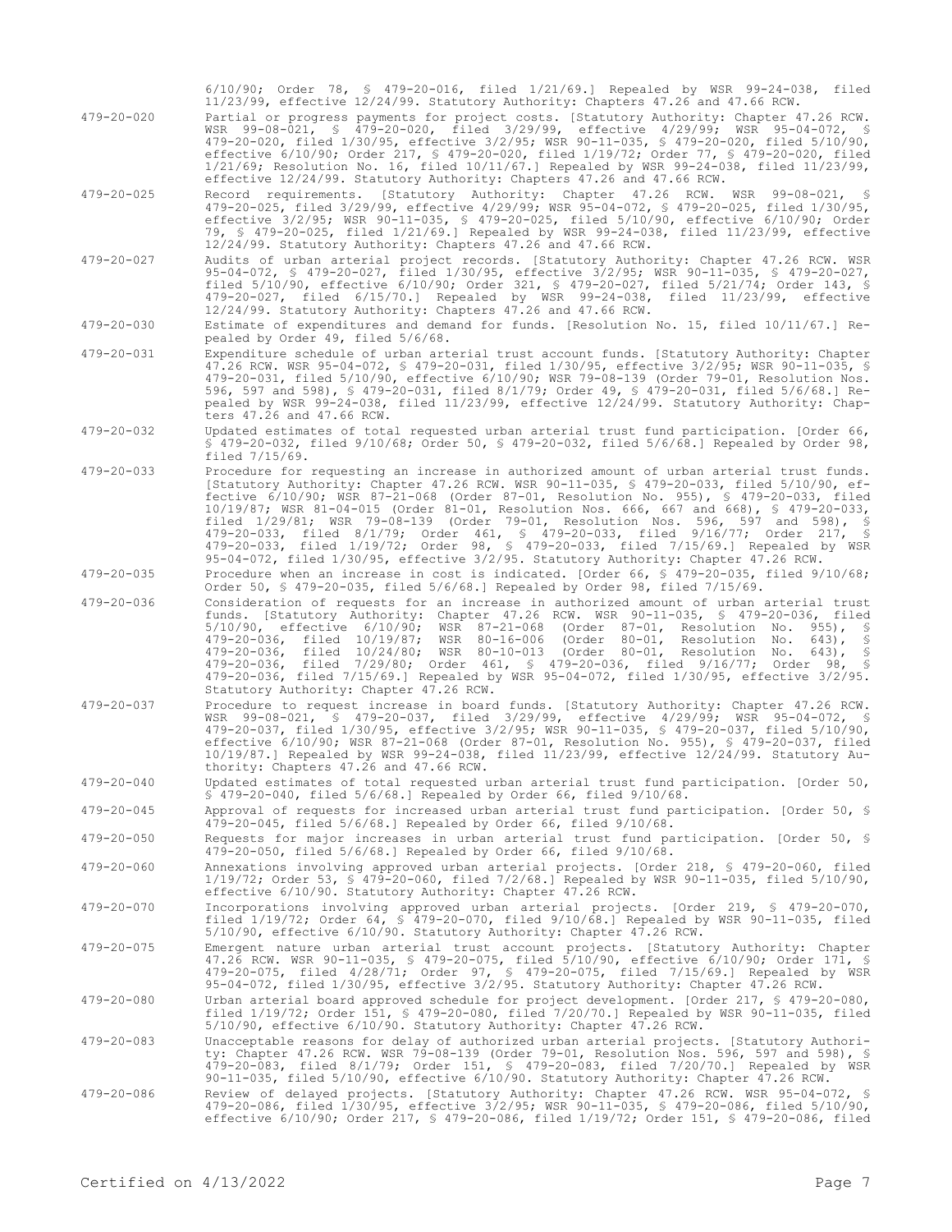6/10/90; Order 78, § 479-20-016, filed 1/21/69.] Repealed by WSR 99-24-038, filed 11/23/99, effective 12/24/99. Statutory Authority: Chapters 47.26 and 47.66 RCW.

479-20-020 Partial or progress payments for project costs. [Statutory Authority: Chapter 47.26 RCW. WSR 99-08-021, § 479-20-020, filed 3/29/99, effective 4/29/99; WSR 95-04-072, § 479-20-020, filed 1/30/95, effective 3/2/95; WSR 90-11-035, § 479-20-020, filed 5/10/90, effective 6/10/90; Order 217, § 479-20-020, filed 1/19/72; Order 77, § 479-20-020, filed 1/21/69; Resolution No. 16, filed 10/11/67.] Repealed by WSR 99-24-038, filed 11/23/99, effective 12/24/99. Statutory Authority: Chapters 47.26 and 47.66 RCW.

479-20-025 Record requirements. [Statutory Authority: Chapter 47.26 RCW. WSR 99-08-021, § 479-20-025, filed 3/29/99, effective 4/29/99; WSR 95-04-072, § 479-20-025, filed 1/30/95, effective 3/2/95; WSR 90-11-035, § 479-20-025, filed 5/10/90, effective 6/10/90; Order 79, § 479-20-025, filed 1/21/69.] Repealed by WSR 99-24-038, filed 11/23/99, effective 12/24/99. Statutory Authority: Chapters 47.26 and 47.66 RCW.

479-20-027 Audits of urban arterial project records. [Statutory Authority: Chapter 47.26 RCW. WSR 95-04-072, § 479-20-027, filed 1/30/95, effective 3/2/95; WSR 90-11-035, § 479-20-027, filed 5/10/90, effective 6/10/90; Order 321, § 479-20-027, filed 5/21/74; Order 143, § 479-20-027, filed 6/15/70.] Repealed by WSR 99-24-038, filed 11/23/99, effective 12/24/99. Statutory Authority: Chapters 47.26 and 47.66 RCW.

479-20-030 Estimate of expenditures and demand for funds. [Resolution No. 15, filed 10/11/67.] Repealed by Order 49, filed 5/6/68.

479-20-031 Expenditure schedule of urban arterial trust account funds. [Statutory Authority: Chapter 47.26 RCW. WSR 95-04-072, § 479-20-031, filed 1/30/95, effective 3/2/95; WSR 90-11-035, § 479-20-031, filed 5/10/90, effective 6/10/90; WSR 79-08-139 (Order 79-01, Resolution Nos. 596, 597 and 598), § 479-20-031, filed 8/1/79; Order 49, § 479-20-031, filed 5/6/68.] Repealed by WSR 99-24-038, filed 11/23/99, effective 12/24/99. Statutory Authority: Chapters 47.26 and 47.66 RCW.

479-20-032 Updated estimates of total requested urban arterial trust fund participation. [Order 66, § 479-20-032, filed 9/10/68; Order 50, § 479-20-032, filed 5/6/68.] Repealed by Order 98, filed 7/15/69.

479-20-033 Procedure for requesting an increase in authorized amount of urban arterial trust funds. [Statutory Authority: Chapter 47.26 RCW. WSR 90-11-035, § 479-20-033, filed 5/10/90, effective 6/10/90; WSR 87-21-068 (Order 87-01, Resolution No. 955), § 479-20-033, filed 10/19/87; WSR 81-04-015 (Order 81-01, Resolution Nos. 666, 667 and 668), § 479-20-033, filed 1/29/81; WSR 79-08-139 (Order 79-01, Resolution Nos. 596, 597 and 598), § 479-20-033, filed 8/1/79; Order 461, § 479-20-033, filed 9/16/77; Order 217, § 479-20-033, filed 1/19/72; Order 98, § 479-20-033, filed 7/15/69.] Repealed by WSR 95-04-072, filed 1/30/95, effective 3/2/95. Statutory Authority: Chapter 47.26 RCW.

479-20-035 Procedure when an increase in cost is indicated. [Order 66, § 479-20-035, filed 9/10/68; Order 50, § 479-20-035, filed 5/6/68.] Repealed by Order 98, filed 7/15/69.

479-20-036 Consideration of requests for an increase in authorized amount of urban arterial trust funds. [Statutory Authority: Chapter 47.26 RCW. WSR 90-11-035, § 479-20-036, filed 5/10/90, effective 6/10/90; WSR 87-21-068 (Order 87-01, Resolution No. 955), § 479-20-036, filed 10/19/87; WSR 80-16-006 (Order 80-01, Resolution No. 643), § 479-20-036, filed 10/24/80; WSR 80-10-013 (Order 80-01, Resolution No. 643), § 479-20-036, filed 7/29/80; Order 461, § 479-20-036, filed 9/16/77; Order 98, § 479-20-036, filed 7/15/69.] Repealed by WSR 95-04-072, filed 1/30/95, effective 3/2/95. Statutory Authority: Chapter 47.26 RCW.

479-20-037 Procedure to request increase in board funds. [Statutory Authority: Chapter 47.26 RCW. WSR 99-08-021, § 479-20-037, filed 3/29/99, effective 4/29/99; WSR 95-04-072, § 479-20-037, filed 1/30/95, effective 3/2/95; WSR 90-11-035, § 479-20-037, filed 5/10/90, effective 6/10/90; WSR 87-21-068 (Order 87-01, Resolution No. 955), § 479-20-037, filed 10/19/87.] Repealed by WSR 99-24-038, filed 11/23/99, effective 12/24/99. Statutory Authority: Chapters 47.26 and 47.66 RCW.

479-20-040 Updated estimates of total requested urban arterial trust fund participation. [Order 50, § 479-20-040, filed 5/6/68.] Repealed by Order 66, filed 9/10/68.

479-20-045 Approval of requests for increased urban arterial trust fund participation. [Order 50, § 479-20-045, filed 5/6/68.] Repealed by Order 66, filed 9/10/68.

479-20-050 Requests for major increases in urban arterial trust fund participation. [Order 50, § 479-20-050, filed 5/6/68.] Repealed by Order 66, filed 9/10/68.

479-20-060 Annexations involving approved urban arterial projects. [Order 218, § 479-20-060, filed 1/19/72; Order 53, § 479-20-060, filed 7/2/68.] Repealed by WSR 90-11-035, filed 5/10/90, effective 6/10/90. Statutory Authority: Chapter 47.26 RCW.

479-20-070 Incorporations involving approved urban arterial projects. [Order 219, § 479-20-070, filed 1/19/72; Order 64, § 479-20-070, filed 9/10/68.] Repealed by WSR 90-11-035, filed 5/10/90, effective 6/10/90. Statutory Authority: Chapter 47.26 RCW.

479-20-075 Emergent nature urban arterial trust account projects. [Statutory Authority: Chapter 47.26 RCW. WSR 90-11-035, § 479-20-075, filed 5/10/90, effective 6/10/90; Order 171, § 479-20-075, filed 4/28/71; Order 97, § 479-20-075, filed 7/15/69.] Repealed by WSR 95-04-072, filed 1/30/95, effective 3/2/95. Statutory Authority: Chapter 47.26 RCW.

479-20-080 Urban arterial board approved schedule for project development. [Order 217, § 479-20-080, filed 1/19/72; Order 151, § 479-20-080, filed 7/20/70.] Repealed by WSR 90-11-035, filed 5/10/90, effective 6/10/90. Statutory Authority: Chapter 47.26 RCW.

479-20-083 Unacceptable reasons for delay of authorized urban arterial projects. [Statutory Authority: Chapter 47.26 RCW. WSR 79-08-139 (Order 79-01, Resolution Nos. 596, 597 and 598), § 479-20-083, filed 8/1/79; Order 151, § 479-20-083, filed 7/20/70.] Repealed by WSR 90-11-035, filed 5/10/90, effective 6/10/90. Statutory Authority: Chapter 47.26 RCW.

479-20-086 Review of delayed projects. [Statutory Authority: Chapter 47.26 RCW. WSR 95-04-072, § 479-20-086, filed 1/30/95, effective 3/2/95; WSR 90-11-035, § 479-20-086, filed 5/10/90, effective 6/10/90; Order 217, § 479-20-086, filed 1/19/72; Order 151, § 479-20-086, filed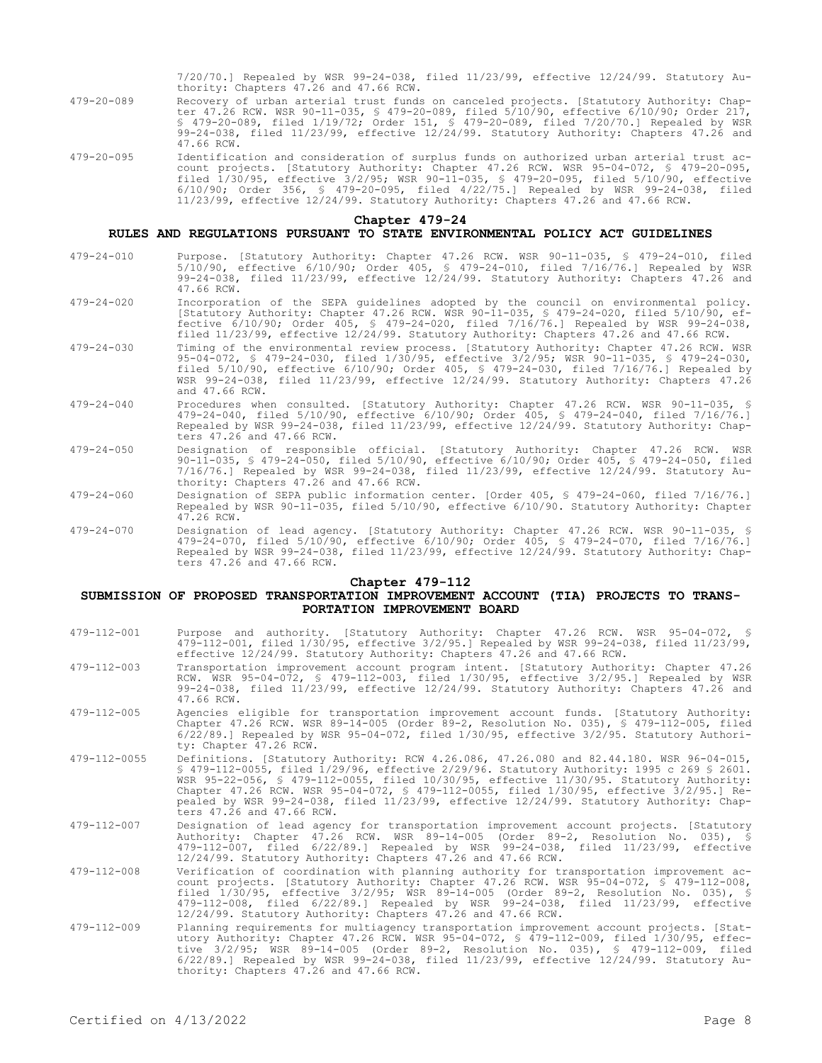7/20/70.] Repealed by WSR 99-24-038, filed 11/23/99, effective 12/24/99. Statutory Authority: Chapters 47.26 and 47.66 RCW.

479-20-089 Recovery of urban arterial trust funds on canceled projects. [Statutory Authority: Chapter 47.26 RCW. WSR 90-11-035, § 479-20-089, filed 5/10/90, effective 6/10/90; Order 217, § 479-20-089, filed 1/19/72; Order 151, § 479-20-089, filed 7/20/70.] Repealed by WSR 99-24-038, filed 11/23/99, effective 12/24/99. Statutory Authority: Chapters 47.26 and 47.66 RCW.

479-20-095 Identification and consideration of surplus funds on authorized urban arterial trust account projects. [Statutory Authority: Chapter 47.26 RCW. WSR 95-04-072, § 479-20-095, filed 1/30/95, effective 3/2/95; WSR 90-11-035, § 479-20-095, filed 5/10/90, effective 6/10/90; Order 356, § 479-20-095, filed 4/22/75.] Repealed by WSR 99-24-038, filed 11/23/99, effective 12/24/99. Statutory Authority: Chapters 47.26 and 47.66 RCW.

## Chapter 479-24

## RULES AND REGULATIONS PURSUANT TO STATE ENVIRONMENTAL POLICY ACT GUIDELINES

479-24-010 Purpose. [Statutory Authority: Chapter 47.26 RCW. WSR 90-11-035, § 479-24-010, filed 5/10/90, effective 6/10/90; Order 405, § 479-24-010, filed 7/16/76.] Repealed by WSR 99-24-038, filed 11/23/99, effective 12/24/99. Statutory Authority: Chapters 47.26 and 47.66 RCW.

479-24-020 Incorporation of the SEPA guidelines adopted by the council on environmental policy. [Statutory Authority: Chapter 47.26 RCW. WSR 90-11-035, § 479-24-020, filed 5/10/90, effective 6/10/90; Order 405, § 479-24-020, filed 7/16/76.] Repealed by WSR 99-24-038, filed 11/23/99, effective 12/24/99. Statutory Authority: Chapters 47.26 and 47.66 RCW.

479-24-030 Timing of the environmental review process. [Statutory Authority: Chapter 47.26 RCW. WSR 95-04-072, § 479-24-030, filed 1/30/95, effective 3/2/95; WSR 90-11-035, § 479-24-030, filed 5/10/90, effective 6/10/90; Order 405, § 479-24-030, filed 7/16/76.] Repealed by WSR 99-24-038, filed 11/23/99, effective 12/24/99. Statutory Authority: Chapters 47.26 and 47.66 RCW.

479-24-040 Procedures when consulted. [Statutory Authority: Chapter 47.26 RCW. WSR 90-11-035, § 479-24-040, filed 5/10/90, effective 6/10/90; Order 405, § 479-24-040, filed 7/16/76.] Repealed by WSR 99-24-038, filed 11/23/99, effective 12/24/99. Statutory Authority: Chapters 47.26 and 47.66 RCW.

479-24-050 Designation of responsible official. [Statutory Authority: Chapter 47.26 RCW. WSR 90-11-035, § 479-24-050, filed 5/10/90, effective 6/10/90; Order 405, § 479-24-050, filed 7/16/76.] Repealed by WSR 99-24-038, filed 11/23/99, effective 12/24/99. Statutory Authority: Chapters 47.26 and 47.66 RCW.

479-24-060 Designation of SEPA public information center. [Order 405, § 479-24-060, filed 7/16/76.] Repealed by WSR 90-11-035, filed 5/10/90, effective 6/10/90. Statutory Authority: Chapter 47.26 RCW.

479-24-070 Designation of lead agency. [Statutory Authority: Chapter 47.26 RCW. WSR 90-11-035, § 479-24-070, filed 5/10/90, effective 6/10/90; Order 405, § 479-24-070, filed 7/16/76.] Repealed by WSR 99-24-038, filed 11/23/99, effective 12/24/99. Statutory Authority: Chapters 47.26 and 47.66 RCW.

## Chapter 479-112

## SUBMISSION OF PROPOSED TRANSPORTATION IMPROVEMENT ACCOUNT (TIA) PROJECTS TO TRANSPORTATION IMPROVEMENT BOARD

479-112-001 Purpose and authority. [Statutory Authority: Chapter 47.26 RCW. WSR 95-04-072, § 479-112-001, filed 1/30/95, effective 3/2/95.] Repealed by WSR 99-24-038, filed 11/23/99, effective 12/24/99. Statutory Authority: Chapters 47.26 and 47.66 RCW.

479-112-003 Transportation improvement account program intent. [Statutory Authority: Chapter 47.26 RCW. WSR 95-04-072, § 479-112-003, filed 1/30/95, effective 3/2/95.] Repealed by WSR 99-24-038, filed 11/23/99, effective 12/24/99. Statutory Authority: Chapters 47.26 and 47.66 RCW.

479-112-005 Agencies eligible for transportation improvement account funds. [Statutory Authority: Chapter 47.26 RCW. WSR 89-14-005 (Order 89-2, Resolution No. 035), § 479-112-005, filed 6/22/89.] Repealed by WSR 95-04-072, filed 1/30/95, effective 3/2/95. Statutory Authority: Chapter 47.26 RCW.

479-112-0055 Definitions. [Statutory Authority: RCW 4.26.086, 47.26.080 and 82.44.180. WSR 96-04-015, § 479-112-0055, filed 1/29/96, effective 2/29/96. Statutory Authority: 1995 c 269 § 2601. WSR 95-22-056, § 479-112-0055, filed 10/30/95, effective 11/30/95. Statutory Authority: Chapter 47.26 RCW. WSR 95-04-072, § 479-112-0055, filed 1/30/95, effective 3/2/95.] Repealed by WSR 99-24-038, filed 11/23/99, effective 12/24/99. Statutory Authority: Chapters 47.26 and 47.66 RCW.

479-112-007 Designation of lead agency for transportation improvement account projects. [Statutory Authority: Chapter 47.26 RCW. WSR 89-14-005 (Order 89-2, Resolution No. 035), § 479-112-007, filed 6/22/89.] Repealed by WSR 99-24-038, filed 11/23/99, effective 12/24/99. Statutory Authority: Chapters 47.26 and 47.66 RCW.

479-112-008 Verification of coordination with planning authority for transportation improvement account projects. [Statutory Authority: Chapter 47.26 RCW. WSR 95-04-072, § 479-112-008, filed 1/30/95, effective 3/2/95; WSR 89-14-005 (Order 89-2, Resolution No. 035), § 479-112-008, filed 6/22/89.] Repealed by WSR 99-24-038, filed 11/23/99, effective 12/24/99. Statutory Authority: Chapters 47.26 and 47.66 RCW.

479-112-009 Planning requirements for multiagency transportation improvement account projects. [Statutory Authority: Chapter 47.26 RCW. WSR 95-04-072, § 479-112-009, filed 1/30/95, effective 3/2/95; WSR 89-14-005 (Order 89-2, Resolution No. 035), § 479-112-009, filed 6/22/89.] Repealed by WSR 99-24-038, filed 11/23/99, effective 12/24/99. Statutory Authority: Chapters 47.26 and 47.66 RCW.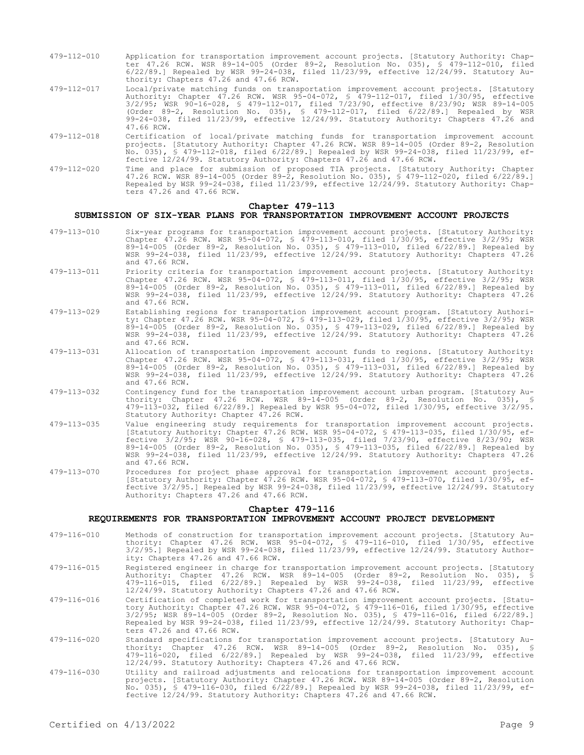479-112-010 Application for transportation improvement account projects. [Statutory Authority: Chapter 47.26 RCW. WSR 89-14-005 (Order 89-2, Resolution No. 035), § 479-112-010, filed 6/22/89.] Repealed by WSR 99-24-038, filed 11/23/99, effective 12/24/99. Statutory Authority: Chapters 47.26 and 47.66 RCW.

479-112-017 Local/private matching funds on transportation improvement account projects. [Statutory Authority: Chapter 47.26 RCW. WSR 95-04-072, § 479-112-017, filed 1/30/95, effective 3/2/95; WSR 90-16-028, § 479-112-017, filed 7/23/90, effective 8/23/90; WSR 89-14-005 (Order 89-2, Resolution No. 035), § 479-112-017, filed 6/22/89.] Repealed by WSR 99-24-038, filed 11/23/99, effective 12/24/99. Statutory Authority: Chapters 47.26 and 47.66 RCW.

479-112-018 Certification of local/private matching funds for transportation improvement account projects. [Statutory Authority: Chapter 47.26 RCW. WSR 89-14-005 (Order 89-2, Resolution No. 035), § 479-112-018, filed 6/22/89.] Repealed by WSR 99-24-038, filed 11/23/99, effective 12/24/99. Statutory Authority: Chapters 47.26 and 47.66 RCW.

479-112-020 Time and place for submission of proposed TIA projects. [Statutory Authority: Chapter 47.26 RCW. WSR 89-14-005 (Order 89-2, Resolution No. 035), § 479-112-020, filed 6/22/89.] Repealed by WSR 99-24-038, filed 11/23/99, effective 12/24/99. Statutory Authority: Chapters 47.26 and 47.66 RCW.

## Chapter 479-113
## SUBMISSION OF SIX-YEAR PLANS FOR TRANSPORTATION IMPROVEMENT ACCOUNT PROJECTS

479-113-010 Six-year programs for transportation improvement account projects. [Statutory Authority: Chapter 47.26 RCW. WSR 95-04-072, § 479-113-010, filed 1/30/95, effective 3/2/95; WSR 89-14-005 (Order 89-2, Resolution No. 035), § 479-113-010, filed 6/22/89.] Repealed by WSR 99-24-038, filed 11/23/99, effective 12/24/99. Statutory Authority: Chapters 47.26 and 47.66 RCW.

479-113-011 Priority criteria for transportation improvement account projects. [Statutory Authority: Chapter 47.26 RCW. WSR 95-04-072, § 479-113-011, filed 1/30/95, effective 3/2/95; WSR 89-14-005 (Order 89-2, Resolution No. 035), § 479-113-011, filed 6/22/89.] Repealed by WSR 99-24-038, filed 11/23/99, effective 12/24/99. Statutory Authority: Chapters 47.26 and 47.66 RCW.

479-113-029 Establishing regions for transportation improvement account program. [Statutory Authority: Chapter 47.26 RCW. WSR 95-04-072, § 479-113-029, filed 1/30/95, effective 3/2/95; WSR 89-14-005 (Order 89-2, Resolution No. 035), § 479-113-029, filed 6/22/89.] Repealed by WSR 99-24-038, filed 11/23/99, effective 12/24/99. Statutory Authority: Chapters 47.26 and 47.66 RCW.

479-113-031 Allocation of transportation improvement account funds to regions. [Statutory Authority: Chapter 47.26 RCW. WSR 95-04-072, § 479-113-031, filed 1/30/95, effective 3/2/95; WSR 89-14-005 (Order 89-2, Resolution No. 035), § 479-113-031, filed 6/22/89.] Repealed by WSR 99-24-038, filed 11/23/99, effective 12/24/99. Statutory Authority: Chapters 47.26 and 47.66 RCW.

479-113-032 Contingency fund for the transportation improvement account urban program. [Statutory Authority: Chapter 47.26 RCW. WSR 89-14-005 (Order 89-2, Resolution No. 035), § 479-113-032, filed 6/22/89.] Repealed by WSR 95-04-072, filed 1/30/95, effective 3/2/95. Statutory Authority: Chapter 47.26 RCW.

479-113-035 Value engineering study requirements for transportation improvement account projects. [Statutory Authority: Chapter 47.26 RCW. WSR 95-04-072, § 479-113-035, filed 1/30/95, effective 3/2/95; WSR 90-16-028, § 479-113-035, filed 7/23/90, effective 8/23/90; WSR 89-14-005 (Order 89-2, Resolution No. 035), § 479-113-035, filed 6/22/89.] Repealed by WSR 99-24-038, filed 11/23/99, effective 12/24/99. Statutory Authority: Chapters 47.26 and 47.66 RCW.

479-113-070 Procedures for project phase approval for transportation improvement account projects. [Statutory Authority: Chapter 47.26 RCW. WSR 95-04-072, § 479-113-070, filed 1/30/95, effective 3/2/95.] Repealed by WSR 99-24-038, filed 11/23/99, effective 12/24/99. Statutory Authority: Chapters 47.26 and 47.66 RCW.

## Chapter 479-116
## REQUIREMENTS FOR TRANSPORTATION IMPROVEMENT ACCOUNT PROJECT DEVELOPMENT

479-116-010 Methods of construction for transportation improvement account projects. [Statutory Authority: Chapter 47.26 RCW. WSR 95-04-072, § 479-116-010, filed 1/30/95, effective 3/2/95.] Repealed by WSR 99-24-038, filed 11/23/99, effective 12/24/99. Statutory Authority: Chapters 47.26 and 47.66 RCW.

479-116-015 Registered engineer in charge for transportation improvement account projects. [Statutory Authority: Chapter 47.26 RCW. WSR 89-14-005 (Order 89-2, Resolution No. 035), § 479-116-015, filed 6/22/89.] Repealed by WSR 99-24-038, filed 11/23/99, effective 12/24/99. Statutory Authority: Chapters 47.26 and 47.66 RCW.

479-116-016 Certification of completed work for transportation improvement account projects. [Statutory Authority: Chapter 47.26 RCW. WSR 95-04-072, § 479-116-016, filed 1/30/95, effective 3/2/95; WSR 89-14-005 (Order 89-2, Resolution No. 035), § 479-116-016, filed 6/22/89.] Repealed by WSR 99-24-038, filed 11/23/99, effective 12/24/99. Statutory Authority: Chapters 47.26 and 47.66 RCW.

479-116-020 Standard specifications for transportation improvement account projects. [Statutory Authority: Chapter 47.26 RCW. WSR 89-14-005 (Order 89-2, Resolution No. 035), § 479-116-020, filed 6/22/89.] Repealed by WSR 99-24-038, filed 11/23/99, effective 12/24/99. Statutory Authority: Chapters 47.26 and 47.66 RCW.

479-116-030 Utility and railroad adjustments and relocations for transportation improvement account projects. [Statutory Authority: Chapter 47.26 RCW. WSR 89-14-005 (Order 89-2, Resolution No. 035), § 479-116-030, filed 6/22/89.] Repealed by WSR 99-24-038, filed 11/23/99, effective 12/24/99. Statutory Authority: Chapters 47.26 and 47.66 RCW.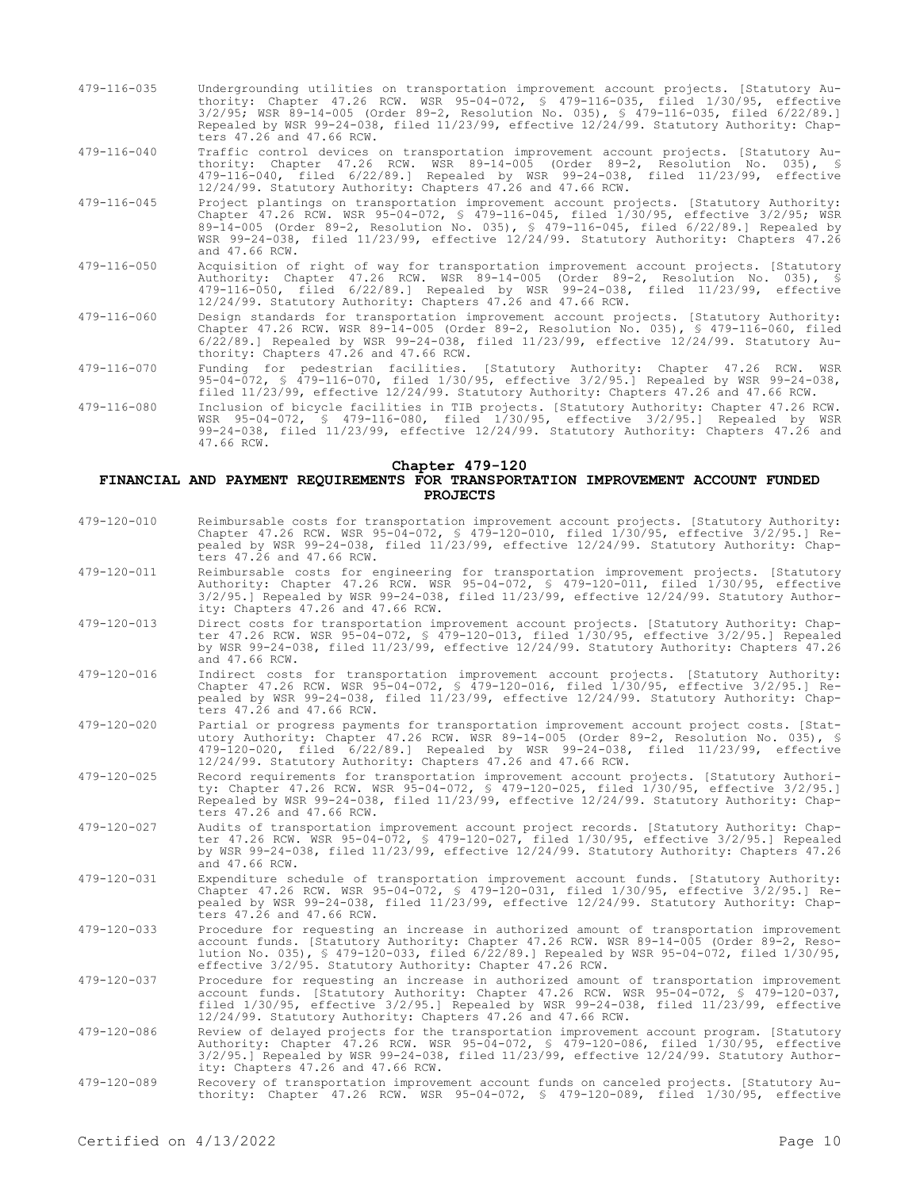479-116-035 Undergrounding utilities on transportation improvement account projects. [Statutory Authority: Chapter 47.26 RCW. WSR 95-04-072, § 479-116-035, filed 1/30/95, effective 3/2/95; WSR 89-14-005 (Order 89-2, Resolution No. 035), § 479-116-035, filed 6/22/89.] Repealed by WSR 99-24-038, filed 11/23/99, effective 12/24/99. Statutory Authority: Chapters 47.26 and 47.66 RCW.

479-116-040 Traffic control devices on transportation improvement account projects. [Statutory Authority: Chapter 47.26 RCW. WSR 89-14-005 (Order 89-2, Resolution No. 035), § 479-116-040, filed 6/22/89.] Repealed by WSR 99-24-038, filed 11/23/99, effective 12/24/99. Statutory Authority: Chapters 47.26 and 47.66 RCW.

479-116-045 Project plantings on transportation improvement account projects. [Statutory Authority: Chapter 47.26 RCW. WSR 95-04-072, § 479-116-045, filed 1/30/95, effective 3/2/95; WSR 89-14-005 (Order 89-2, Resolution No. 035), § 479-116-045, filed 6/22/89.] Repealed by WSR 99-24-038, filed 11/23/99, effective 12/24/99. Statutory Authority: Chapters 47.26 and 47.66 RCW.

479-116-050 Acquisition of right of way for transportation improvement account projects. [Statutory Authority: Chapter 47.26 RCW. WSR 89-14-005 (Order 89-2, Resolution No. 035), § 479-116-050, filed 6/22/89.] Repealed by WSR 99-24-038, filed 11/23/99, effective 12/24/99. Statutory Authority: Chapters 47.26 and 47.66 RCW.

479-116-060 Design standards for transportation improvement account projects. [Statutory Authority: Chapter 47.26 RCW. WSR 89-14-005 (Order 89-2, Resolution No. 035), § 479-116-060, filed 6/22/89.] Repealed by WSR 99-24-038, filed 11/23/99, effective 12/24/99. Statutory Authority: Chapters 47.26 and 47.66 RCW.

479-116-070 Funding for pedestrian facilities. [Statutory Authority: Chapter 47.26 RCW. WSR 95-04-072, § 479-116-070, filed 1/30/95, effective 3/2/95.] Repealed by WSR 99-24-038, filed 11/23/99, effective 12/24/99. Statutory Authority: Chapters 47.26 and 47.66 RCW.

479-116-080 Inclusion of bicycle facilities in TIB projects. [Statutory Authority: Chapter 47.26 RCW. WSR 95-04-072, § 479-116-080, filed 1/30/95, effective 3/2/95.] Repealed by WSR 99-24-038, filed 11/23/99, effective 12/24/99. Statutory Authority: Chapters 47.26 and 47.66 RCW.

## Chapter 479-120

## FINANCIAL AND PAYMENT REQUIREMENTS FOR TRANSPORTATION IMPROVEMENT ACCOUNT FUNDED PROJECTS

479-120-010 Reimbursable costs for transportation improvement account projects. [Statutory Authority: Chapter 47.26 RCW. WSR 95-04-072, § 479-120-010, filed 1/30/95, effective 3/2/95.] Repealed by WSR 99-24-038, filed 11/23/99, effective 12/24/99. Statutory Authority: Chapters 47.26 and 47.66 RCW.

479-120-011 Reimbursable costs for engineering for transportation improvement projects. [Statutory Authority: Chapter 47.26 RCW. WSR 95-04-072, § 479-120-011, filed 1/30/95, effective 3/2/95.] Repealed by WSR 99-24-038, filed 11/23/99, effective 12/24/99. Statutory Authority: Chapters 47.26 and 47.66 RCW.

479-120-013 Direct costs for transportation improvement account projects. [Statutory Authority: Chapter 47.26 RCW. WSR 95-04-072, § 479-120-013, filed 1/30/95, effective 3/2/95.] Repealed by WSR 99-24-038, filed 11/23/99, effective 12/24/99. Statutory Authority: Chapters 47.26 and 47.66 RCW.

479-120-016 Indirect costs for transportation improvement account projects. [Statutory Authority: Chapter 47.26 RCW. WSR 95-04-072, § 479-120-016, filed 1/30/95, effective 3/2/95.] Repealed by WSR 99-24-038, filed 11/23/99, effective 12/24/99. Statutory Authority: Chapters 47.26 and 47.66 RCW.

479-120-020 Partial or progress payments for transportation improvement account project costs. [Statutory Authority: Chapter 47.26 RCW. WSR 89-14-005 (Order 89-2, Resolution No. 035), § 479-120-020, filed 6/22/89.] Repealed by WSR 99-24-038, filed 11/23/99, effective 12/24/99. Statutory Authority: Chapters 47.26 and 47.66 RCW.

479-120-025 Record requirements for transportation improvement account projects. [Statutory Authority: Chapter 47.26 RCW. WSR 95-04-072, § 479-120-025, filed 1/30/95, effective 3/2/95.] Repealed by WSR 99-24-038, filed 11/23/99, effective 12/24/99. Statutory Authority: Chapters 47.26 and 47.66 RCW.

479-120-027 Audits of transportation improvement account project records. [Statutory Authority: Chapter 47.26 RCW. WSR 95-04-072, § 479-120-027, filed 1/30/95, effective 3/2/95.] Repealed by WSR 99-24-038, filed 11/23/99, effective 12/24/99. Statutory Authority: Chapters 47.26 and 47.66 RCW.

479-120-031 Expenditure schedule of transportation improvement account funds. [Statutory Authority: Chapter 47.26 RCW. WSR 95-04-072, § 479-120-031, filed 1/30/95, effective 3/2/95.] Repealed by WSR 99-24-038, filed 11/23/99, effective 12/24/99. Statutory Authority: Chapters 47.26 and 47.66 RCW.

479-120-033 Procedure for requesting an increase in authorized amount of transportation improvement account funds. [Statutory Authority: Chapter 47.26 RCW. WSR 89-14-005 (Order 89-2, Resolution No. 035), § 479-120-033, filed 6/22/89.] Repealed by WSR 95-04-072, filed 1/30/95, effective 3/2/95. Statutory Authority: Chapter 47.26 RCW.

479-120-037 Procedure for requesting an increase in authorized amount of transportation improvement account funds. [Statutory Authority: Chapter 47.26 RCW. WSR 95-04-072, § 479-120-037, filed 1/30/95, effective 3/2/95.] Repealed by WSR 99-24-038, filed 11/23/99, effective 12/24/99. Statutory Authority: Chapters 47.26 and 47.66 RCW.

479-120-086 Review of delayed projects for the transportation improvement account program. [Statutory Authority: Chapter 47.26 RCW. WSR 95-04-072, § 479-120-086, filed 1/30/95, effective 3/2/95.] Repealed by WSR 99-24-038, filed 11/23/99, effective 12/24/99. Statutory Authority: Chapters 47.26 and 47.66 RCW.

479-120-089 Recovery of transportation improvement account funds on canceled projects. [Statutory Authority: Chapter 47.26 RCW. WSR 95-04-072, § 479-120-089, filed 1/30/95, effective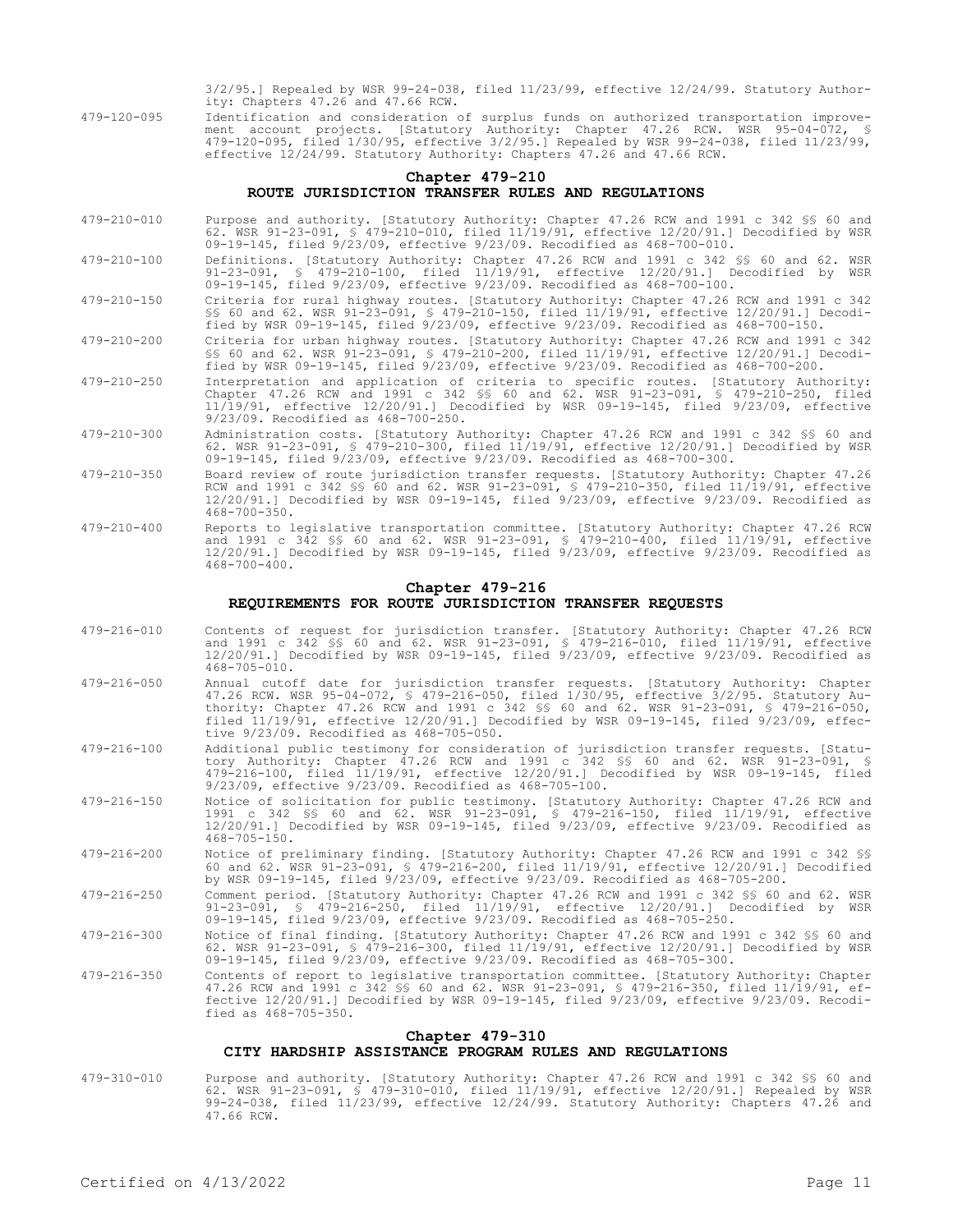3/2/95.] Repealed by WSR 99-24-038, filed 11/23/99, effective 12/24/99. Statutory Authority: Chapters 47.26 and 47.66 RCW.

479-120-095 Identification and consideration of surplus funds on authorized transportation improvement account projects. [Statutory Authority: Chapter 47.26 RCW. WSR 95-04-072, § 479-120-095, filed 1/30/95, effective 3/2/95.] Repealed by WSR 99-24-038, filed 11/23/99, effective 12/24/99. Statutory Authority: Chapters 47.26 and 47.66 RCW.

## Chapter 479-210
## ROUTE JURISDICTION TRANSFER RULES AND REGULATIONS

479-210-010 Purpose and authority. [Statutory Authority: Chapter 47.26 RCW and 1991 c 342 §§ 60 and 62. WSR 91-23-091, § 479-210-010, filed 11/19/91, effective 12/20/91.] Decodified by WSR 09-19-145, filed 9/23/09, effective 9/23/09. Recodified as 468-700-010.

479-210-100 Definitions. [Statutory Authority: Chapter 47.26 RCW and 1991 c 342 §§ 60 and 62. WSR 91-23-091, § 479-210-100, filed 11/19/91, effective 12/20/91.] Decodified by WSR 09-19-145, filed 9/23/09, effective 9/23/09. Recodified as 468-700-100.

479-210-150 Criteria for rural highway routes. [Statutory Authority: Chapter 47.26 RCW and 1991 c 342 §§ 60 and 62. WSR 91-23-091, § 479-210-150, filed 11/19/91, effective 12/20/91.] Decodified by WSR 09-19-145, filed 9/23/09, effective 9/23/09. Recodified as 468-700-150.

479-210-200 Criteria for urban highway routes. [Statutory Authority: Chapter 47.26 RCW and 1991 c 342 §§ 60 and 62. WSR 91-23-091, § 479-210-200, filed 11/19/91, effective 12/20/91.] Decodified by WSR 09-19-145, filed 9/23/09, effective 9/23/09. Recodified as 468-700-200.

479-210-250 Interpretation and application of criteria to specific routes. [Statutory Authority: Chapter 47.26 RCW and 1991 c 342 §§ 60 and 62. WSR 91-23-091, § 479-210-250, filed 11/19/91, effective 12/20/91.] Decodified by WSR 09-19-145, filed 9/23/09, effective 9/23/09. Recodified as 468-700-250.

479-210-300 Administration costs. [Statutory Authority: Chapter 47.26 RCW and 1991 c 342 §§ 60 and 62. WSR 91-23-091, § 479-210-300, filed 11/19/91, effective 12/20/91.] Decodified by WSR 09-19-145, filed 9/23/09, effective 9/23/09. Recodified as 468-700-300.

479-210-350 Board review of route jurisdiction transfer requests. [Statutory Authority: Chapter 47.26 RCW and 1991 c 342 §§ 60 and 62. WSR 91-23-091, § 479-210-350, filed 11/19/91, effective 12/20/91.] Decodified by WSR 09-19-145, filed 9/23/09, effective 9/23/09. Recodified as 468-700-350.

479-210-400 Reports to legislative transportation committee. [Statutory Authority: Chapter 47.26 RCW and 1991 c 342 §§ 60 and 62. WSR 91-23-091, § 479-210-400, filed 11/19/91, effective 12/20/91.] Decodified by WSR 09-19-145, filed 9/23/09, effective 9/23/09. Recodified as 468-700-400.

## Chapter 479-216
## REQUIREMENTS FOR ROUTE JURISDICTION TRANSFER REQUESTS

479-216-010 Contents of request for jurisdiction transfer. [Statutory Authority: Chapter 47.26 RCW and 1991 c 342 §§ 60 and 62. WSR 91-23-091, § 479-216-010, filed 11/19/91, effective 12/20/91.] Decodified by WSR 09-19-145, filed 9/23/09, effective 9/23/09. Recodified as 468-705-010.

479-216-050 Annual cutoff date for jurisdiction transfer requests. [Statutory Authority: Chapter 47.26 RCW. WSR 95-04-072, § 479-216-050, filed 1/30/95, effective 3/2/95. Statutory Authority: Chapter 47.26 RCW and 1991 c 342 §§ 60 and 62. WSR 91-23-091, § 479-216-050, filed 11/19/91, effective 12/20/91.] Decodified by WSR 09-19-145, filed 9/23/09, effective 9/23/09. Recodified as 468-705-050.

479-216-100 Additional public testimony for consideration of jurisdiction transfer requests. [Statutory Authority: Chapter 47.26 RCW and 1991 c 342 §§ 60 and 62. WSR 91-23-091, § 479-216-100, filed 11/19/91, effective 12/20/91.] Decodified by WSR 09-19-145, filed 9/23/09, effective 9/23/09. Recodified as 468-705-100.

479-216-150 Notice of solicitation for public testimony. [Statutory Authority: Chapter 47.26 RCW and 1991 c 342 §§ 60 and 62. WSR 91-23-091, § 479-216-150, filed 11/19/91, effective 12/20/91.] Decodified by WSR 09-19-145, filed 9/23/09, effective 9/23/09. Recodified as 468-705-150.

479-216-200 Notice of preliminary finding. [Statutory Authority: Chapter 47.26 RCW and 1991 c 342 §§ 60 and 62. WSR 91-23-091, § 479-216-200, filed 11/19/91, effective 12/20/91.] Decodified by WSR 09-19-145, filed 9/23/09, effective 9/23/09. Recodified as 468-705-200.

479-216-250 Comment period. [Statutory Authority: Chapter 47.26 RCW and 1991 c 342 §§ 60 and 62. WSR 91-23-091, § 479-216-250, filed 11/19/91, effective 12/20/91.] Decodified by WSR 09-19-145, filed 9/23/09, effective 9/23/09. Recodified as 468-705-250.

479-216-300 Notice of final finding. [Statutory Authority: Chapter 47.26 RCW and 1991 c 342 §§ 60 and 62. WSR 91-23-091, § 479-216-300, filed 11/19/91, effective 12/20/91.] Decodified by WSR 09-19-145, filed 9/23/09, effective 9/23/09. Recodified as 468-705-300.

479-216-350 Contents of report to legislative transportation committee. [Statutory Authority: Chapter 47.26 RCW and 1991 c 342 §§ 60 and 62. WSR 91-23-091, § 479-216-350, filed 11/19/91, effective 12/20/91.] Decodified by WSR 09-19-145, filed 9/23/09, effective 9/23/09. Recodified as 468-705-350.

## Chapter 479-310
## CITY HARDSHIP ASSISTANCE PROGRAM RULES AND REGULATIONS

479-310-010 Purpose and authority. [Statutory Authority: Chapter 47.26 RCW and 1991 c 342 §§ 60 and 62. WSR 91-23-091, § 479-310-010, filed 11/19/91, effective 12/20/91.] Repealed by WSR 99-24-038, filed 11/23/99, effective 12/24/99. Statutory Authority: Chapters 47.26 and 47.66 RCW.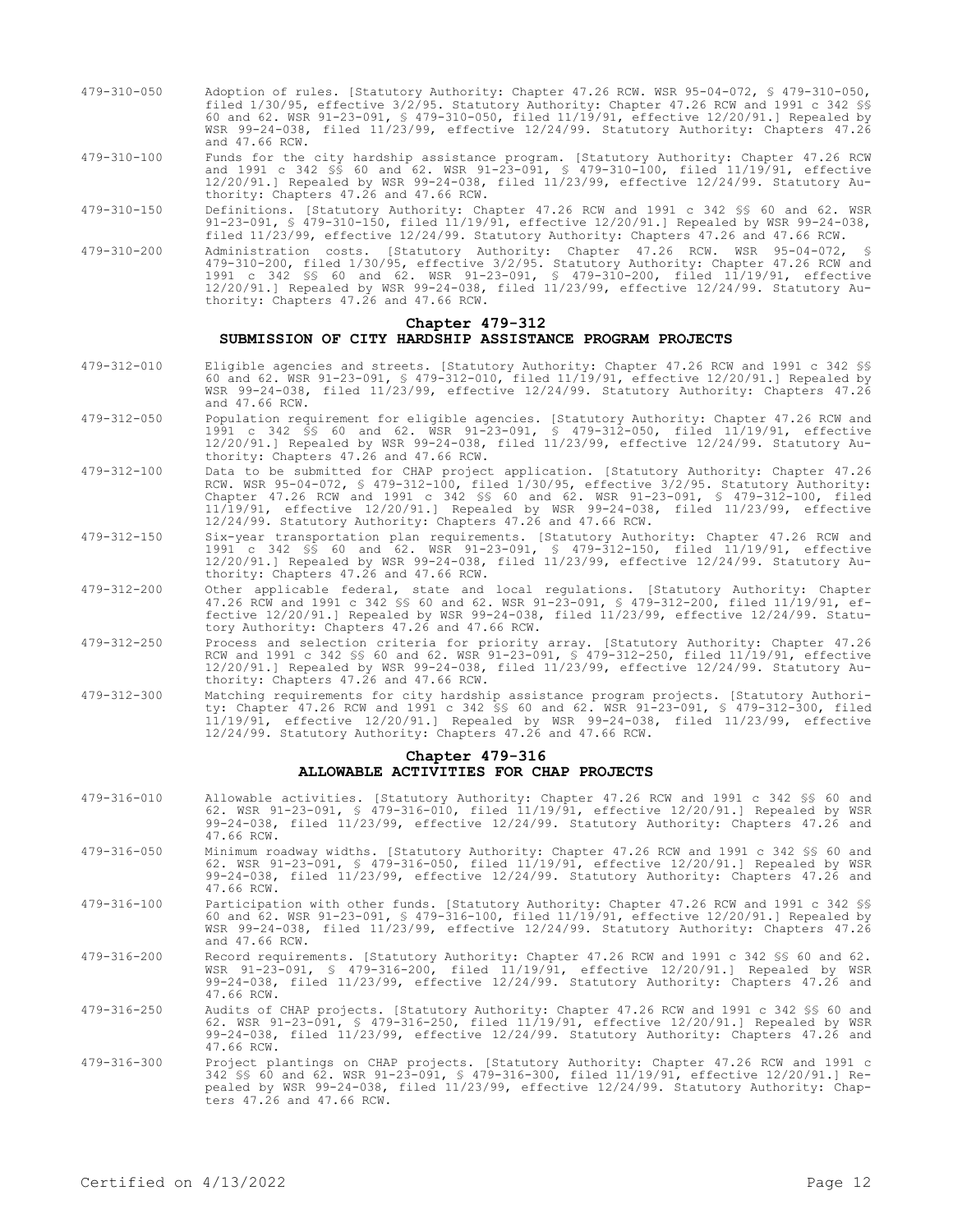479-310-050 Adoption of rules. [Statutory Authority: Chapter 47.26 RCW. WSR 95-04-072, § 479-310-050, filed 1/30/95, effective 3/2/95. Statutory Authority: Chapter 47.26 RCW and 1991 c 342 §§ 60 and 62. WSR 91-23-091, § 479-310-050, filed 11/19/91, effective 12/20/91.] Repealed by WSR 99-24-038, filed 11/23/99, effective 12/24/99. Statutory Authority: Chapters 47.26 and 47.66 RCW.

479-310-100 Funds for the city hardship assistance program. [Statutory Authority: Chapter 47.26 RCW and 1991 c 342 §§ 60 and 62. WSR 91-23-091, § 479-310-100, filed 11/19/91, effective 12/20/91.] Repealed by WSR 99-24-038, filed 11/23/99, effective 12/24/99. Statutory Authority: Chapters 47.26 and 47.66 RCW.

479-310-150 Definitions. [Statutory Authority: Chapter 47.26 RCW and 1991 c 342 §§ 60 and 62. WSR 91-23-091, § 479-310-150, filed 11/19/91, effective 12/20/91.] Repealed by WSR 99-24-038, filed 11/23/99, effective 12/24/99. Statutory Authority: Chapters 47.26 and 47.66 RCW.

479-310-200 Administration costs. [Statutory Authority: Chapter 47.26 RCW. WSR 95-04-072, § 479-310-200, filed 1/30/95, effective 3/2/95. Statutory Authority: Chapter 47.26 RCW and 1991 c 342 §§ 60 and 62. WSR 91-23-091, § 479-310-200, filed 11/19/91, effective 12/20/91.] Repealed by WSR 99-24-038, filed 11/23/99, effective 12/24/99. Statutory Authority: Chapters 47.26 and 47.66 RCW.

## Chapter 479-312
## SUBMISSION OF CITY HARDSHIP ASSISTANCE PROGRAM PROJECTS

479-312-010 Eligible agencies and streets. [Statutory Authority: Chapter 47.26 RCW and 1991 c 342 §§ 60 and 62. WSR 91-23-091, § 479-312-010, filed 11/19/91, effective 12/20/91.] Repealed by WSR 99-24-038, filed 11/23/99, effective 12/24/99. Statutory Authority: Chapters 47.26 and 47.66 RCW.

479-312-050 Population requirement for eligible agencies. [Statutory Authority: Chapter 47.26 RCW and 1991 c 342 §§ 60 and 62. WSR 91-23-091, § 479-312-050, filed 11/19/91, effective 12/20/91.] Repealed by WSR 99-24-038, filed 11/23/99, effective 12/24/99. Statutory Authority: Chapters 47.26 and 47.66 RCW.

479-312-100 Data to be submitted for CHAP project application. [Statutory Authority: Chapter 47.26 RCW. WSR 95-04-072, § 479-312-100, filed 1/30/95, effective 3/2/95. Statutory Authority: Chapter 47.26 RCW and 1991 c 342 §§ 60 and 62. WSR 91-23-091, § 479-312-100, filed 11/19/91, effective 12/20/91.] Repealed by WSR 99-24-038, filed 11/23/99, effective 12/24/99. Statutory Authority: Chapters 47.26 and 47.66 RCW.

479-312-150 Six-year transportation plan requirements. [Statutory Authority: Chapter 47.26 RCW and 1991 c 342 §§ 60 and 62. WSR 91-23-091, § 479-312-150, filed 11/19/91, effective 12/20/91.] Repealed by WSR 99-24-038, filed 11/23/99, effective 12/24/99. Statutory Authority: Chapters 47.26 and 47.66 RCW.

479-312-200 Other applicable federal, state and local regulations. [Statutory Authority: Chapter 47.26 RCW and 1991 c 342 §§ 60 and 62. WSR 91-23-091, § 479-312-200, filed 11/19/91, effective 12/20/91.] Repealed by WSR 99-24-038, filed 11/23/99, effective 12/24/99. Statutory Authority: Chapters 47.26 and 47.66 RCW.

479-312-250 Process and selection criteria for priority array. [Statutory Authority: Chapter 47.26 RCW and 1991 c 342 §§ 60 and 62. WSR 91-23-091, § 479-312-250, filed 11/19/91, effective 12/20/91.] Repealed by WSR 99-24-038, filed 11/23/99, effective 12/24/99. Statutory Authority: Chapters 47.26 and 47.66 RCW.

479-312-300 Matching requirements for city hardship assistance program projects. [Statutory Authority: Chapter 47.26 RCW and 1991 c 342 §§ 60 and 62. WSR 91-23-091, § 479-312-300, filed 11/19/91, effective 12/20/91.] Repealed by WSR 99-24-038, filed 11/23/99, effective 12/24/99. Statutory Authority: Chapters 47.26 and 47.66 RCW.

## Chapter 479-316
## ALLOWABLE ACTIVITIES FOR CHAP PROJECTS

479-316-010 Allowable activities. [Statutory Authority: Chapter 47.26 RCW and 1991 c 342 §§ 60 and 62. WSR 91-23-091, § 479-316-010, filed 11/19/91, effective 12/20/91.] Repealed by WSR 99-24-038, filed 11/23/99, effective 12/24/99. Statutory Authority: Chapters 47.26 and 47.66 RCW.

479-316-050 Minimum roadway widths. [Statutory Authority: Chapter 47.26 RCW and 1991 c 342 §§ 60 and 62. WSR 91-23-091, § 479-316-050, filed 11/19/91, effective 12/20/91.] Repealed by WSR 99-24-038, filed 11/23/99, effective 12/24/99. Statutory Authority: Chapters 47.26 and 47.66 RCW.

479-316-100 Participation with other funds. [Statutory Authority: Chapter 47.26 RCW and 1991 c 342 §§ 60 and 62. WSR 91-23-091, § 479-316-100, filed 11/19/91, effective 12/20/91.] Repealed by WSR 99-24-038, filed 11/23/99, effective 12/24/99. Statutory Authority: Chapters 47.26 and 47.66 RCW.

479-316-200 Record requirements. [Statutory Authority: Chapter 47.26 RCW and 1991 c 342 §§ 60 and 62. WSR 91-23-091, § 479-316-200, filed 11/19/91, effective 12/20/91.] Repealed by WSR 99-24-038, filed 11/23/99, effective 12/24/99. Statutory Authority: Chapters 47.26 and 47.66 RCW.

479-316-250 Audits of CHAP projects. [Statutory Authority: Chapter 47.26 RCW and 1991 c 342 §§ 60 and 62. WSR 91-23-091, § 479-316-250, filed 11/19/91, effective 12/20/91.] Repealed by WSR 99-24-038, filed 11/23/99, effective 12/24/99. Statutory Authority: Chapters 47.26 and 47.66 RCW.

479-316-300 Project plantings on CHAP projects. [Statutory Authority: Chapter 47.26 RCW and 1991 c 342 §§ 60 and 62. WSR 91-23-091, § 479-316-300, filed 11/19/91, effective 12/20/91.] Repealed by WSR 99-24-038, filed 11/23/99, effective 12/24/99. Statutory Authority: Chapters 47.26 and 47.66 RCW.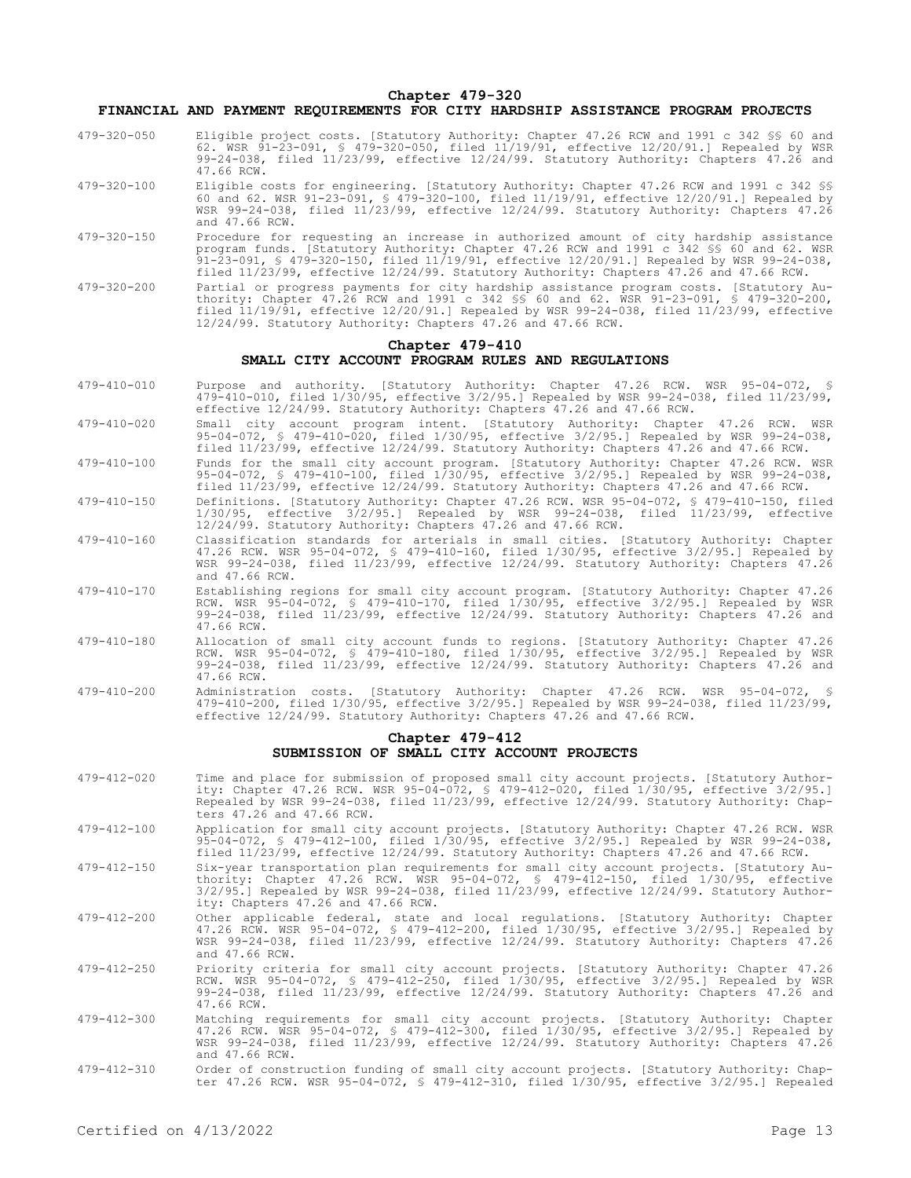## Chapter 479-320

## FINANCIAL AND PAYMENT REQUIREMENTS FOR CITY HARDSHIP ASSISTANCE PROGRAM PROJECTS

479-320-050 Eligible project costs. [Statutory Authority: Chapter 47.26 RCW and 1991 c 342 §§ 60 and 62. WSR 91-23-091, § 479-320-050, filed 11/19/91, effective 12/20/91.] Repealed by WSR 99-24-038, filed 11/23/99, effective 12/24/99. Statutory Authority: Chapters 47.26 and 47.66 RCW.

479-320-100 Eligible costs for engineering. [Statutory Authority: Chapter 47.26 RCW and 1991 c 342 §§ 60 and 62. WSR 91-23-091, § 479-320-100, filed 11/19/91, effective 12/20/91.] Repealed by WSR 99-24-038, filed 11/23/99, effective 12/24/99. Statutory Authority: Chapters 47.26 and 47.66 RCW.

479-320-150 Procedure for requesting an increase in authorized amount of city hardship assistance program funds. [Statutory Authority: Chapter 47.26 RCW and 1991 c 342 §§ 60 and 62. WSR 91-23-091, § 479-320-150, filed 11/19/91, effective 12/20/91.] Repealed by WSR 99-24-038, filed 11/23/99, effective 12/24/99. Statutory Authority: Chapters 47.26 and 47.66 RCW.

479-320-200 Partial or progress payments for city hardship assistance program costs. [Statutory Authority: Chapter 47.26 RCW and 1991 c 342 §§ 60 and 62. WSR 91-23-091, § 479-320-200, filed 11/19/91, effective 12/20/91.] Repealed by WSR 99-24-038, filed 11/23/99, effective 12/24/99. Statutory Authority: Chapters 47.26 and 47.66 RCW.

## Chapter 479-410

## SMALL CITY ACCOUNT PROGRAM RULES AND REGULATIONS

479-410-010 Purpose and authority. [Statutory Authority: Chapter 47.26 RCW. WSR 95-04-072, § 479-410-010, filed 1/30/95, effective 3/2/95.] Repealed by WSR 99-24-038, filed 11/23/99, effective 12/24/99. Statutory Authority: Chapters 47.26 and 47.66 RCW.

479-410-020 Small city account program intent. [Statutory Authority: Chapter 47.26 RCW. WSR 95-04-072, § 479-410-020, filed 1/30/95, effective 3/2/95.] Repealed by WSR 99-24-038, filed 11/23/99, effective 12/24/99. Statutory Authority: Chapters 47.26 and 47.66 RCW.

479-410-100 Funds for the small city account program. [Statutory Authority: Chapter 47.26 RCW. WSR 95-04-072, § 479-410-100, filed 1/30/95, effective 3/2/95.] Repealed by WSR 99-24-038, filed 11/23/99, effective 12/24/99. Statutory Authority: Chapters 47.26 and 47.66 RCW.

479-410-150 Definitions. [Statutory Authority: Chapter 47.26 RCW. WSR 95-04-072, § 479-410-150, filed 1/30/95, effective 3/2/95.] Repealed by WSR 99-24-038, filed 11/23/99, effective 12/24/99. Statutory Authority: Chapters 47.26 and 47.66 RCW.

479-410-160 Classification standards for arterials in small cities. [Statutory Authority: Chapter 47.26 RCW. WSR 95-04-072, § 479-410-160, filed 1/30/95, effective 3/2/95.] Repealed by WSR 99-24-038, filed 11/23/99, effective 12/24/99. Statutory Authority: Chapters 47.26 and 47.66 RCW.

479-410-170 Establishing regions for small city account program. [Statutory Authority: Chapter 47.26 RCW. WSR 95-04-072, § 479-410-170, filed 1/30/95, effective 3/2/95.] Repealed by WSR 99-24-038, filed 11/23/99, effective 12/24/99. Statutory Authority: Chapters 47.26 and 47.66 RCW.

479-410-180 Allocation of small city account funds to regions. [Statutory Authority: Chapter 47.26 RCW. WSR 95-04-072, § 479-410-180, filed 1/30/95, effective 3/2/95.] Repealed by WSR 99-24-038, filed 11/23/99, effective 12/24/99. Statutory Authority: Chapters 47.26 and 47.66 RCW.

479-410-200 Administration costs. [Statutory Authority: Chapter 47.26 RCW. WSR 95-04-072, § 479-410-200, filed 1/30/95, effective 3/2/95.] Repealed by WSR 99-24-038, filed 11/23/99, effective 12/24/99. Statutory Authority: Chapters 47.26 and 47.66 RCW.

## Chapter 479-412

## SUBMISSION OF SMALL CITY ACCOUNT PROJECTS

479-412-020 Time and place for submission of proposed small city account projects. [Statutory Authority: Chapter 47.26 RCW. WSR 95-04-072, § 479-412-020, filed 1/30/95, effective 3/2/95.] Repealed by WSR 99-24-038, filed 11/23/99, effective 12/24/99. Statutory Authority: Chapters 47.26 and 47.66 RCW.

479-412-100 Application for small city account projects. [Statutory Authority: Chapter 47.26 RCW. WSR 95-04-072, § 479-412-100, filed 1/30/95, effective 3/2/95.] Repealed by WSR 99-24-038, filed 11/23/99, effective 12/24/99. Statutory Authority: Chapters 47.26 and 47.66 RCW.

479-412-150 Six-year transportation plan requirements for small city account projects. [Statutory Authority: Chapter 47.26 RCW. WSR 95-04-072, § 479-412-150, filed 1/30/95, effective 3/2/95.] Repealed by WSR 99-24-038, filed 11/23/99, effective 12/24/99. Statutory Authority: Chapters 47.26 and 47.66 RCW.

479-412-200 Other applicable federal, state and local regulations. [Statutory Authority: Chapter 47.26 RCW. WSR 95-04-072, § 479-412-200, filed 1/30/95, effective 3/2/95.] Repealed by WSR 99-24-038, filed 11/23/99, effective 12/24/99. Statutory Authority: Chapters 47.26 and 47.66 RCW.

479-412-250 Priority criteria for small city account projects. [Statutory Authority: Chapter 47.26 RCW. WSR 95-04-072, § 479-412-250, filed 1/30/95, effective 3/2/95.] Repealed by WSR 99-24-038, filed 11/23/99, effective 12/24/99. Statutory Authority: Chapters 47.26 and 47.66 RCW.

479-412-300 Matching requirements for small city account projects. [Statutory Authority: Chapter 47.26 RCW. WSR 95-04-072, § 479-412-300, filed 1/30/95, effective 3/2/95.] Repealed by WSR 99-24-038, filed 11/23/99, effective 12/24/99. Statutory Authority: Chapters 47.26 and 47.66 RCW.

479-412-310 Order of construction funding of small city account projects. [Statutory Authority: Chapter 47.26 RCW. WSR 95-04-072, § 479-412-310, filed 1/30/95, effective 3/2/95.] Repealed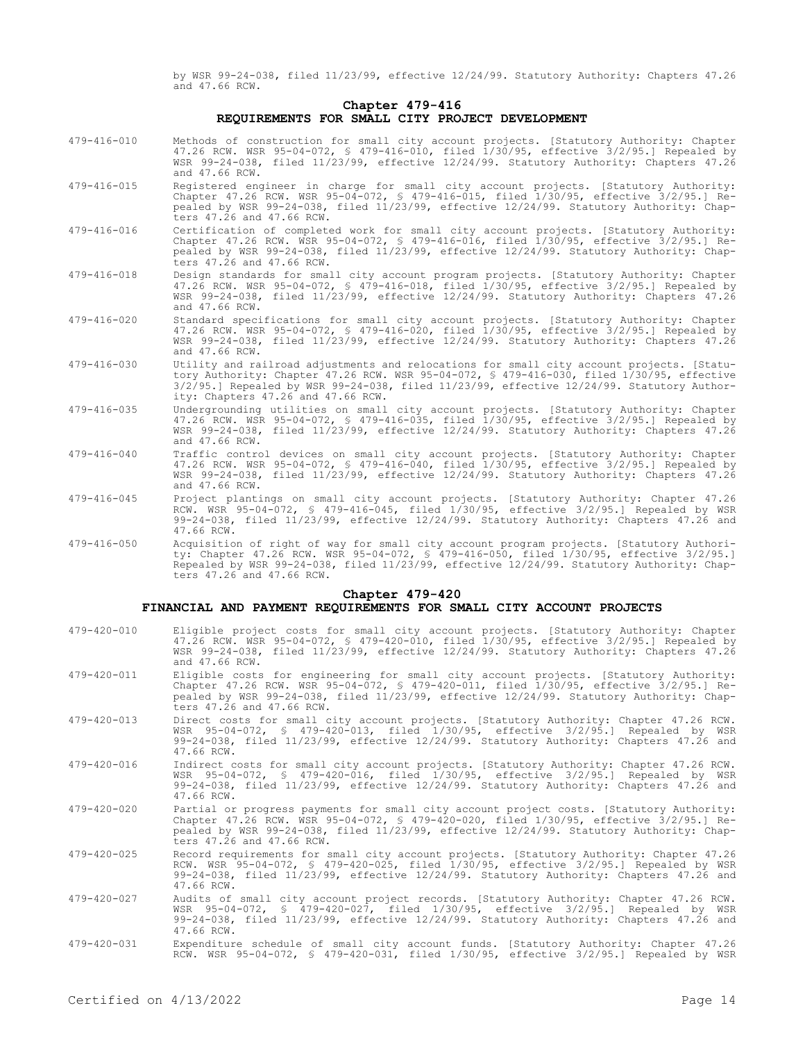by WSR 99-24-038, filed 11/23/99, effective 12/24/99. Statutory Authority: Chapters 47.26 and 47.66 RCW.

## Chapter 479-416
## REQUIREMENTS FOR SMALL CITY PROJECT DEVELOPMENT

479-416-010 Methods of construction for small city account projects. [Statutory Authority: Chapter 47.26 RCW. WSR 95-04-072, § 479-416-010, filed 1/30/95, effective 3/2/95.] Repealed by WSR 99-24-038, filed 11/23/99, effective 12/24/99. Statutory Authority: Chapters 47.26 and 47.66 RCW.

479-416-015 Registered engineer in charge for small city account projects. [Statutory Authority: Chapter 47.26 RCW. WSR 95-04-072, § 479-416-015, filed 1/30/95, effective 3/2/95.] Repealed by WSR 99-24-038, filed 11/23/99, effective 12/24/99. Statutory Authority: Chapters 47.26 and 47.66 RCW.

479-416-016 Certification of completed work for small city account projects. [Statutory Authority: Chapter 47.26 RCW. WSR 95-04-072, § 479-416-016, filed 1/30/95, effective 3/2/95.] Repealed by WSR 99-24-038, filed 11/23/99, effective 12/24/99. Statutory Authority: Chapters 47.26 and 47.66 RCW.

479-416-018 Design standards for small city account program projects. [Statutory Authority: Chapter 47.26 RCW. WSR 95-04-072, § 479-416-018, filed 1/30/95, effective 3/2/95.] Repealed by WSR 99-24-038, filed 11/23/99, effective 12/24/99. Statutory Authority: Chapters 47.26 and 47.66 RCW.

479-416-020 Standard specifications for small city account projects. [Statutory Authority: Chapter 47.26 RCW. WSR 95-04-072, § 479-416-020, filed 1/30/95, effective 3/2/95.] Repealed by WSR 99-24-038, filed 11/23/99, effective 12/24/99. Statutory Authority: Chapters 47.26 and 47.66 RCW.

479-416-030 Utility and railroad adjustments and relocations for small city account projects. [Statutory Authority: Chapter 47.26 RCW. WSR 95-04-072, § 479-416-030, filed 1/30/95, effective 3/2/95.] Repealed by WSR 99-24-038, filed 11/23/99, effective 12/24/99. Statutory Authority: Chapters 47.26 and 47.66 RCW.

479-416-035 Undergrounding utilities on small city account projects. [Statutory Authority: Chapter 47.26 RCW. WSR 95-04-072, § 479-416-035, filed 1/30/95, effective 3/2/95.] Repealed by WSR 99-24-038, filed 11/23/99, effective 12/24/99. Statutory Authority: Chapters 47.26 and 47.66 RCW.

479-416-040 Traffic control devices on small city account projects. [Statutory Authority: Chapter 47.26 RCW. WSR 95-04-072, § 479-416-040, filed 1/30/95, effective 3/2/95.] Repealed by WSR 99-24-038, filed 11/23/99, effective 12/24/99. Statutory Authority: Chapters 47.26 and 47.66 RCW.

479-416-045 Project plantings on small city account projects. [Statutory Authority: Chapter 47.26 RCW. WSR 95-04-072, § 479-416-045, filed 1/30/95, effective 3/2/95.] Repealed by WSR 99-24-038, filed 11/23/99, effective 12/24/99. Statutory Authority: Chapters 47.26 and 47.66 RCW.

479-416-050 Acquisition of right of way for small city account program projects. [Statutory Authority: Chapter 47.26 RCW. WSR 95-04-072, § 479-416-050, filed 1/30/95, effective 3/2/95.] Repealed by WSR 99-24-038, filed 11/23/99, effective 12/24/99. Statutory Authority: Chapters 47.26 and 47.66 RCW.

## Chapter 479-420
## FINANCIAL AND PAYMENT REQUIREMENTS FOR SMALL CITY ACCOUNT PROJECTS

479-420-010 Eligible project costs for small city account projects. [Statutory Authority: Chapter 47.26 RCW. WSR 95-04-072, § 479-420-010, filed 1/30/95, effective 3/2/95.] Repealed by WSR 99-24-038, filed 11/23/99, effective 12/24/99. Statutory Authority: Chapters 47.26 and 47.66 RCW.

479-420-011 Eligible costs for engineering for small city account projects. [Statutory Authority: Chapter 47.26 RCW. WSR 95-04-072, § 479-420-011, filed 1/30/95, effective 3/2/95.] Repealed by WSR 99-24-038, filed 11/23/99, effective 12/24/99. Statutory Authority: Chapters 47.26 and 47.66 RCW.

479-420-013 Direct costs for small city account projects. [Statutory Authority: Chapter 47.26 RCW. WSR 95-04-072, § 479-420-013, filed 1/30/95, effective 3/2/95.] Repealed by WSR 99-24-038, filed 11/23/99, effective 12/24/99. Statutory Authority: Chapters 47.26 and 47.66 RCW.

479-420-016 Indirect costs for small city account projects. [Statutory Authority: Chapter 47.26 RCW. WSR 95-04-072, § 479-420-016, filed 1/30/95, effective 3/2/95.] Repealed by WSR 99-24-038, filed 11/23/99, effective 12/24/99. Statutory Authority: Chapters 47.26 and 47.66 RCW.

479-420-020 Partial or progress payments for small city account project costs. [Statutory Authority: Chapter 47.26 RCW. WSR 95-04-072, § 479-420-020, filed 1/30/95, effective 3/2/95.] Repealed by WSR 99-24-038, filed 11/23/99, effective 12/24/99. Statutory Authority: Chapters 47.26 and 47.66 RCW.

479-420-025 Record requirements for small city account projects. [Statutory Authority: Chapter 47.26 RCW. WSR 95-04-072, § 479-420-025, filed 1/30/95, effective 3/2/95.] Repealed by WSR 99-24-038, filed 11/23/99, effective 12/24/99. Statutory Authority: Chapters 47.26 and 47.66 RCW.

479-420-027 Audits of small city account project records. [Statutory Authority: Chapter 47.26 RCW. WSR 95-04-072, § 479-420-027, filed 1/30/95, effective 3/2/95.] Repealed by WSR 99-24-038, filed 11/23/99, effective 12/24/99. Statutory Authority: Chapters 47.26 and 47.66 RCW.

479-420-031 Expenditure schedule of small city account funds. [Statutory Authority: Chapter 47.26 RCW. WSR 95-04-072, § 479-420-031, filed 1/30/95, effective 3/2/95.] Repealed by WSR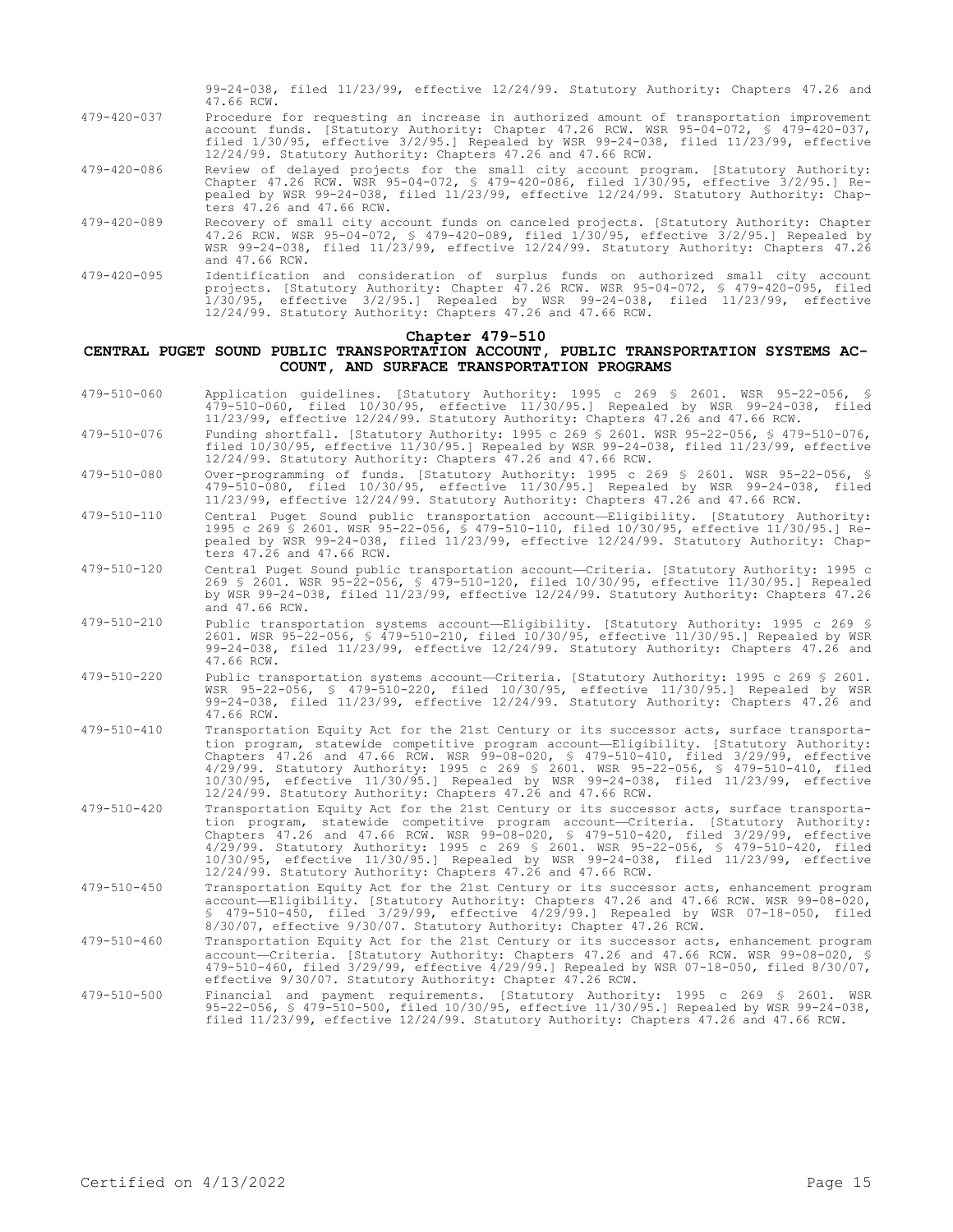99-24-038, filed 11/23/99, effective 12/24/99. Statutory Authority: Chapters 47.26 and 47.66 RCW.

479-420-037 Procedure for requesting an increase in authorized amount of transportation improvement account funds. [Statutory Authority: Chapter 47.26 RCW. WSR 95-04-072, § 479-420-037, filed 1/30/95, effective 3/2/95.] Repealed by WSR 99-24-038, filed 11/23/99, effective 12/24/99. Statutory Authority: Chapters 47.26 and 47.66 RCW.

479-420-086 Review of delayed projects for the small city account program. [Statutory Authority: Chapter 47.26 RCW. WSR 95-04-072, § 479-420-086, filed 1/30/95, effective 3/2/95.] Repealed by WSR 99-24-038, filed 11/23/99, effective 12/24/99. Statutory Authority: Chapters 47.26 and 47.66 RCW.

479-420-089 Recovery of small city account funds on canceled projects. [Statutory Authority: Chapter 47.26 RCW. WSR 95-04-072, § 479-420-089, filed 1/30/95, effective 3/2/95.] Repealed by WSR 99-24-038, filed 11/23/99, effective 12/24/99. Statutory Authority: Chapters 47.26 and 47.66 RCW.

479-420-095 Identification and consideration of surplus funds on authorized small city account projects. [Statutory Authority: Chapter 47.26 RCW. WSR 95-04-072, § 479-420-095, filed 1/30/95, effective 3/2/95.] Repealed by WSR 99-24-038, filed 11/23/99, effective 12/24/99. Statutory Authority: Chapters 47.26 and 47.66 RCW.

## Chapter 479-510

## CENTRAL PUGET SOUND PUBLIC TRANSPORTATION ACCOUNT, PUBLIC TRANSPORTATION SYSTEMS ACCOUNT, AND SURFACE TRANSPORTATION PROGRAMS

479-510-060 Application guidelines. [Statutory Authority: 1995 c 269 § 2601. WSR 95-22-056, § 479-510-060, filed 10/30/95, effective 11/30/95.] Repealed by WSR 99-24-038, filed 11/23/99, effective 12/24/99. Statutory Authority: Chapters 47.26 and 47.66 RCW.

479-510-076 Funding shortfall. [Statutory Authority: 1995 c 269 § 2601. WSR 95-22-056, § 479-510-076, filed 10/30/95, effective 11/30/95.] Repealed by WSR 99-24-038, filed 11/23/99, effective 12/24/99. Statutory Authority: Chapters 47.26 and 47.66 RCW.

479-510-080 Over-programming of funds. [Statutory Authority: 1995 c 269 § 2601. WSR 95-22-056, § 479-510-080, filed 10/30/95, effective 11/30/95.] Repealed by WSR 99-24-038, filed 11/23/99, effective 12/24/99. Statutory Authority: Chapters 47.26 and 47.66 RCW.

479-510-110 Central Puget Sound public transportation account—Eligibility. [Statutory Authority: 1995 c 269 § 2601. WSR 95-22-056, § 479-510-110, filed 10/30/95, effective 11/30/95.] Repealed by WSR 99-24-038, filed 11/23/99, effective 12/24/99. Statutory Authority: Chapters 47.26 and 47.66 RCW.

479-510-120 Central Puget Sound public transportation account—Criteria. [Statutory Authority: 1995 c 269 § 2601. WSR 95-22-056, § 479-510-120, filed 10/30/95, effective 11/30/95.] Repealed by WSR 99-24-038, filed 11/23/99, effective 12/24/99. Statutory Authority: Chapters 47.26 and 47.66 RCW.

479-510-210 Public transportation systems account—Eligibility. [Statutory Authority: 1995 c 269 § 2601. WSR 95-22-056, § 479-510-210, filed 10/30/95, effective 11/30/95.] Repealed by WSR 99-24-038, filed 11/23/99, effective 12/24/99. Statutory Authority: Chapters 47.26 and 47.66 RCW.

479-510-220 Public transportation systems account—Criteria. [Statutory Authority: 1995 c 269 § 2601. WSR 95-22-056, § 479-510-220, filed 10/30/95, effective 11/30/95.] Repealed by WSR 99-24-038, filed 11/23/99, effective 12/24/99. Statutory Authority: Chapters 47.26 and 47.66 RCW.

479-510-410 Transportation Equity Act for the 21st Century or its successor acts, surface transportation program, statewide competitive program account—Eligibility. [Statutory Authority: Chapters 47.26 and 47.66 RCW. WSR 99-08-020, § 479-510-410, filed 3/29/99, effective 4/29/99. Statutory Authority: 1995 c 269 § 2601. WSR 95-22-056, § 479-510-410, filed 10/30/95, effective 11/30/95.] Repealed by WSR 99-24-038, filed 11/23/99, effective 12/24/99. Statutory Authority: Chapters 47.26 and 47.66 RCW.

479-510-420 Transportation Equity Act for the 21st Century or its successor acts, surface transportation program, statewide competitive program account—Criteria. [Statutory Authority: Chapters 47.26 and 47.66 RCW. WSR 99-08-020, § 479-510-420, filed 3/29/99, effective 4/29/99. Statutory Authority: 1995 c 269 § 2601. WSR 95-22-056, § 479-510-420, filed 10/30/95, effective 11/30/95.] Repealed by WSR 99-24-038, filed 11/23/99, effective 12/24/99. Statutory Authority: Chapters 47.26 and 47.66 RCW.

479-510-450 Transportation Equity Act for the 21st Century or its successor acts, enhancement program account—Eligibility. [Statutory Authority: Chapters 47.26 and 47.66 RCW. WSR 99-08-020, § 479-510-450, filed 3/29/99, effective 4/29/99.] Repealed by WSR 07-18-050, filed 8/30/07, effective 9/30/07. Statutory Authority: Chapter 47.26 RCW.

479-510-460 Transportation Equity Act for the 21st Century or its successor acts, enhancement program account—Criteria. [Statutory Authority: Chapters 47.26 and 47.66 RCW. WSR 99-08-020, § 479-510-460, filed 3/29/99, effective 4/29/99.] Repealed by WSR 07-18-050, filed 8/30/07, effective 9/30/07. Statutory Authority: Chapter 47.26 RCW.

479-510-500 Financial and payment requirements. [Statutory Authority: 1995 c 269 § 2601. WSR 95-22-056, § 479-510-500, filed 10/30/95, effective 11/30/95.] Repealed by WSR 99-24-038, filed 11/23/99, effective 12/24/99. Statutory Authority: Chapters 47.26 and 47.66 RCW.